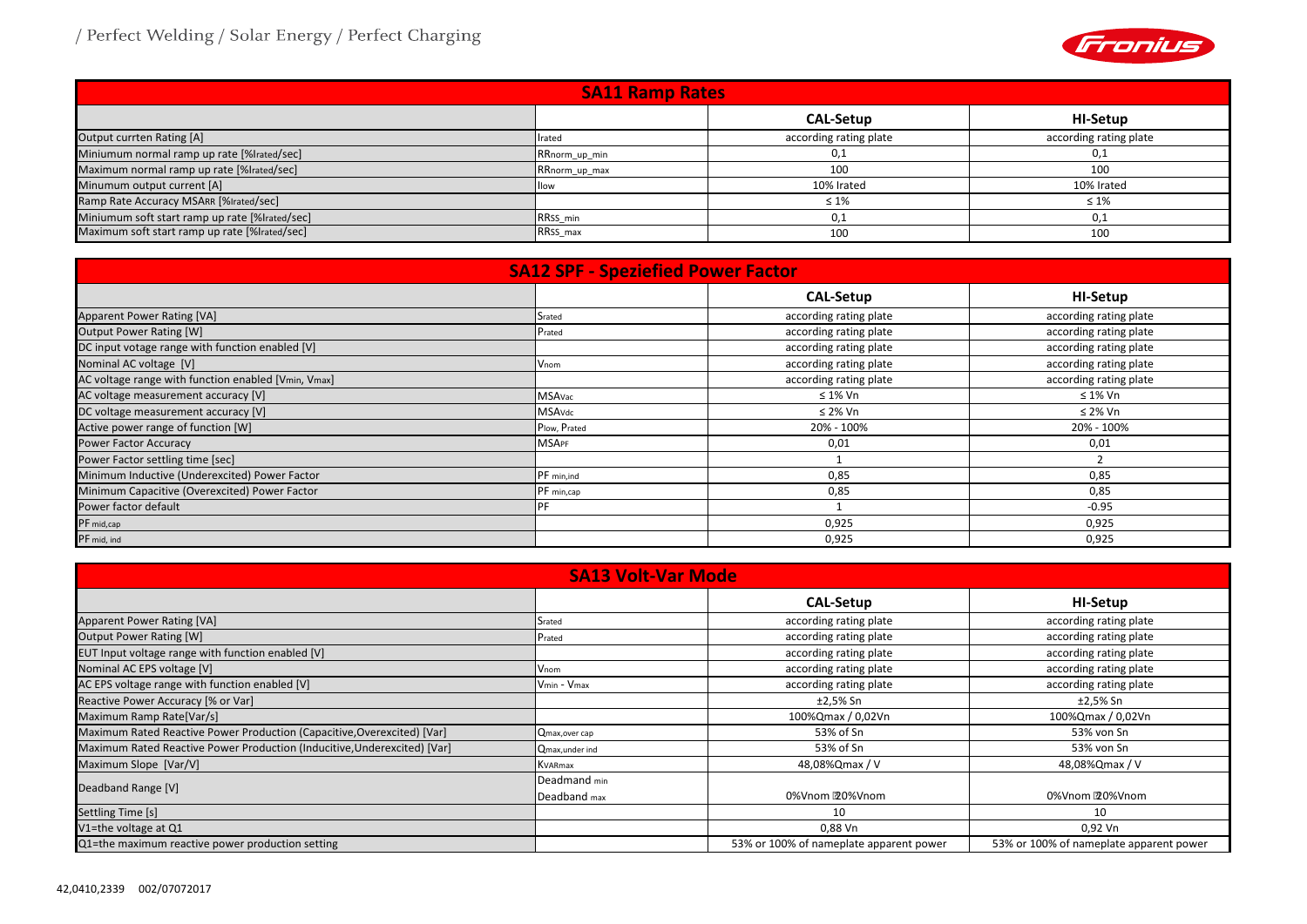## SA11 Ramp Rates

| | | CAL-Setup | HI-Setup |
|---|---|---|---|
| Output currten Rating [A] | $I_{rated}$ | according rating plate | according rating plate |
| Miniumum normal ramp up rate [%Irated/sec] | $RR_{norm\_up\_min}$ | 0,1 | 0,1 |
| Maximum normal ramp up rate [%Irated/sec] | $RR_{norm\_up\_max}$ | 100 | 100 |
| Minumum output current [A] | $I_{low}$ | 10% Irated | 10% Irated |
| Ramp Rate Accuracy MSARR [%Irated/sec] | | ≤ 1% | ≤ 1% |
| Miniumum soft start ramp up rate [%Irated/sec] | $RR_{SS\_min}$ | 0,1 | 0,1 |
| Maximum soft start ramp up rate [%Irated/sec] | $RR_{SS\_max}$ | 100 | 100 |

## SA12 SPF - Speziefied Power Factor

| | | CAL-Setup | HI-Setup |
|---|---|---|---|
| Apparent Power Rating [VA] | $S_{rated}$ | according rating plate | according rating plate |
| Output Power Rating [W] | $P_{rated}$ | according rating plate | according rating plate |
| DC input votage range with function enabled [V] | | according rating plate | according rating plate |
| Nominal AC voltage [V] | $V_{nom}$ | according rating plate | according rating plate |
| AC voltage range with function enabled [Vmin, Vmax] | | according rating plate | according rating plate |
| AC voltage measurement accuracy [V] | $MSA_{Vac}$ | ≤ 1% Vn | ≤ 1% Vn |
| DC voltage measurement accuracy [V] | $MSA_{Vdc}$ | ≤ 2% Vn | ≤ 2% Vn |
| Active power range of function [W] | $P_{low}$, $P_{rated}$ | 20% - 100% | 20% - 100% |
| Power Factor Accuracy | $MSA_{PF}$ | 0,01 | 0,01 |
| Power Factor settling time [sec] | | 1 | 2 |
| Minimum Inductive (Underexcited) Power Factor | $PF_{min,ind}$ | 0,85 | 0,85 |
| Minimum Capacitive (Overexcited) Power Factor | $PF_{min,cap}$ | 0,85 | 0,85 |
| Power factor default | PF | 1 | -0.95 |
| $PF_{mid,cap}$ | | 0,925 | 0,925 |
| $PF_{mid,ind}$ | | 0,925 | 0,925 |

## SA13 Volt-Var Mode

| | | CAL-Setup | HI-Setup |
|---|---|---|---|
| Apparent Power Rating [VA] | $S_{rated}$ | according rating plate | according rating plate |
| Output Power Rating [W] | $P_{rated}$ | according rating plate | according rating plate |
| EUT Input voltage range with function enabled [V] | | according rating plate | according rating plate |
| Nominal AC EPS voltage [V] | $V_{nom}$ | according rating plate | according rating plate |
| AC EPS voltage range with function enabled [V] | $V_{min}$ - $V_{max}$ | according rating plate | according rating plate |
| Reactive Power Accuracy [% or Var] | | ±2,5% Sn | ±2,5% Sn |
| Maximum Ramp Rate[Var/s] | | 100%Qmax / 0,02Vn | 100%Qmax / 0,02Vn |
| Maximum Rated Reactive Power Production (Capacitive,Overexcited) [Var] | $Q_{max,over\ cap}$ | 53% of Sn | 53% von Sn |
| Maximum Rated Reactive Power Production (Inducitive,Underexcited) [Var] | $Q_{max,under\ ind}$ | 53% of Sn | 53% von Sn |
| Maximum Slope [Var/V] | $KVAR_{max}$ | 48,08%Qmax / V | 48,08%Qmax / V |
| Deadband Range [V] | Deadmand min<br>Deadband max | 0%Vnom 20%Vnom | 0%Vnom 20%Vnom |
| Settling Time [s] | | 10 | 10 |
| V1=the voltage at Q1 | | 0,88 Vn | 0,92 Vn |
| Q1=the maximum reactive power production setting | | 53% or 100% of nameplate apparent power | 53% or 100% of nameplate apparent power |

42,0410,2339 002/07072017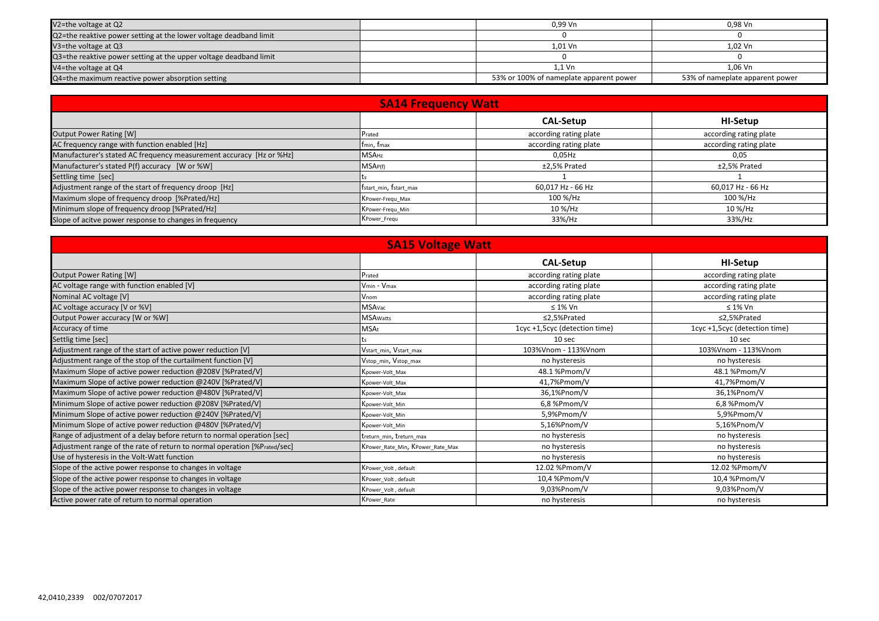| | | | |
|---|---|---|---|
| V2=the voltage at Q2 | | 0,99 Vn | 0,98 Vn |
| Q2=the reaktive power setting at the lower voltage deadband limit | | 0 | 0 |
| V3=the voltage at Q3 | | 1,01 Vn | 1,02 Vn |
| Q3=the reaktive power setting at the upper voltage deadband limit | | 0 | 0 |
| V4=the voltage at Q4 | | 1,1 Vn | 1,06 Vn |
| Q4=the maximum reactive power absorption setting | | 53% or 100% of nameplate apparent power | 53% of nameplate apparent power |

## SA14 Frequency Watt

| | | CAL-Setup | HI-Setup |
|---|---|---|---|
| Output Power Rating [W] | $P_{rated}$ | according rating plate | according rating plate |
| AC frequency range with function enabled [Hz] | $f_{min}$, $f_{max}$ | according rating plate | according rating plate |
| Manufacturer's stated AC frequency measurement accuracy [Hz or %Hz] | $MSA_{Hz}$ | 0,05Hz | 0,05 |
| Manufacturer's stated P(f) accuracy [W or %W] | $MSA_{P(f)}$ | ±2,5% Prated | ±2,5% Prated |
| Settling time [sec] | $t_s$ | 1 | 1 |
| Adjustment range of the start of frequency droop [Hz] | $f_{start\_min}$, $f_{start\_max}$ | 60,017 Hz - 66 Hz | 60,017 Hz - 66 Hz |
| Maximum slope of frequency droop [%Prated/Hz] | $K_{Power\text{-}Frequ\_Max}$ | 100 %/Hz | 100 %/Hz |
| Minimum slope of frequency droop [%Prated/Hz] | $K_{Power\text{-}Frequ\_Min}$ | 10 %/Hz | 10 %/Hz |
| Slope of acitve power response to changes in frequency | $K_{Power\_Frequ}$ | 33%/Hz | 33%/Hz |

## SA15 Voltage Watt

| | | CAL-Setup | HI-Setup |
|---|---|---|---|
| Output Power Rating [W] | $P_{rated}$ | according rating plate | according rating plate |
| AC voltage range with function enabled [V] | $V_{min}$ - $V_{max}$ | according rating plate | according rating plate |
| Nominal AC voltage [V] | $V_{nom}$ | according rating plate | according rating plate |
| AC voltage accuracy [V or %V] | $MSA_{Vac}$ | ≤ 1% Vn | ≤ 1% Vn |
| Output Power accuracy [W or %W] | $MSA_{Watts}$ | ≤2,5%Prated | ≤2,5%Prated |
| Accuracy of time | $MSA_t$ | 1cyc +1,5cyc (detection time) | 1cyc +1,5cyc (detection time) |
| Settlig time [sec] | $t_s$ | 10 sec | 10 sec |
| Adjustment range of the start of active power reduction [V] | $V_{start\_min}$, $V_{start\_max}$ | 103%Vnom - 113%Vnom | 103%Vnom - 113%Vnom |
| Adjustment range of the stop of the curtailment function [V] | $V_{stop\_min}$, $V_{stop\_max}$ | no hysteresis | no hysteresis |
| Maximum Slope of active power reduction @208V [%Prated/V] | $K_{power\text{-}Volt\_Max}$ | 48.1 %Pmom/V | 48.1 %Pmom/V |
| Maximum Slope of active power reduction @240V [%Prated/V] | $K_{power\text{-}Volt\_Max}$ | 41,7%Pmom/V | 41,7%Pmom/V |
| Maximum Slope of active power reduction @480V [%Prated/V] | $K_{power\text{-}Volt\_Max}$ | 36,1%Pnom/V | 36,1%Pnom/V |
| Minimum Slope of active power reduction @208V [%Prated/V] | $K_{power\text{-}Volt\_Min}$ | 6,8 %Pmom/V | 6,8 %Pmom/V |
| Minimum Slope of active power reduction @240V [%Prated/V] | $K_{power\text{-}Volt\_Min}$ | 5,9%Pmom/V | 5,9%Pmom/V |
| Minimum Slope of active power reduction @480V [%Prated/V] | $K_{power\text{-}Volt\_Min}$ | 5,16%Pnom/V | 5,16%Pnom/V |
| Range of adjustment of a delay before return to normal operation [sec] | $t_{return\_min}$, $t_{return\_max}$ | no hysteresis | no hysteresis |
| Adjustment range of the rate of return to normal operation [%Prated/sec] | $K_{Power\_Rate\_Min}$, $K_{Power\_Rate\_Max}$ | no hysteresis | no hysteresis |
| Use of hysteresis in the Volt-Watt function | | no hysteresis | no hysteresis |
| Slope of the active power response to changes in voltage | $K_{Power\_Volt,\ default}$ | 12.02 %Pmom/V | 12.02 %Pmom/V |
| Slope of the active power response to changes in voltage | $K_{Power\_Volt,\ default}$ | 10,4 %Pmom/V | 10,4 %Pmom/V |
| Slope of the active power response to changes in voltage | $K_{Power\_Volt,\ default}$ | 9,03%Pnom/V | 9,03%Pnom/V |
| Active power rate of return to normal operation | $K_{Power\_Rate}$ | no hysteresis | no hysteresis |

42,0410,2339 002/07072017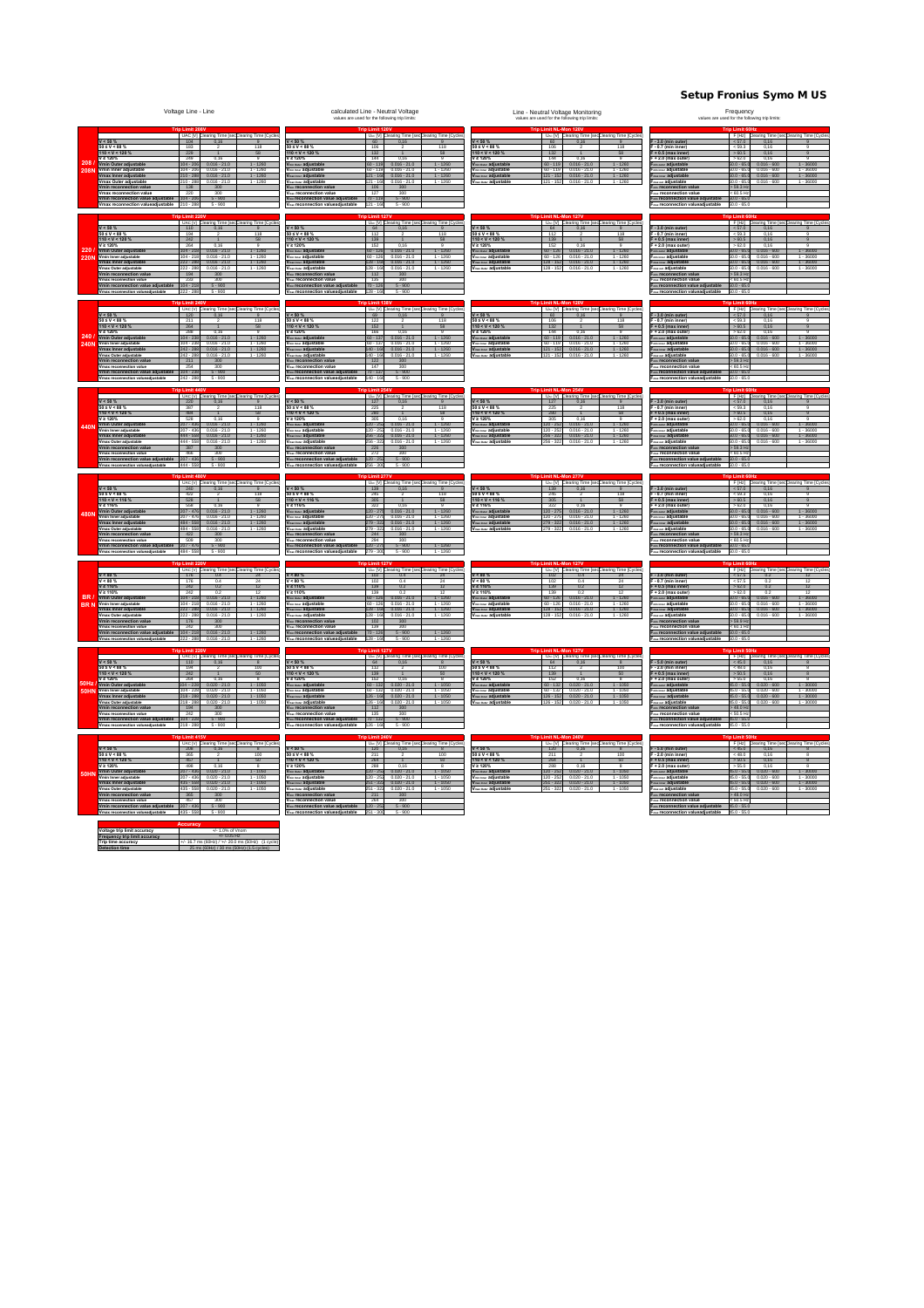# Setup Fronius Symo M US

Voltage Line - Line | calculated Line - Neutral Voltage (values are used for the following trip limits) | Line - Neutral Voltage Monitoring (values are used for the following trip limits) | Frequency (values are used for the following trip limits)

## 208 / 208N

| Trip Limit 208V | UAC [V] | Clearing Time [sec] | Clearing Time [Cycles] |
|---|---|---|---|
| V < 50 % | 104 | 0.16 | 9 |
| 50 ≤ V < 88 % | 183 | 2 | 118 |
| 110 < V < 120 % | 229 | 1 | 58 |
| V ≥ 120% | 249 | 0.16 | 9 |
| Vmin Outer adjustable | 104 - 208 | 0.016 - 21.0 | 1 - 1260 |
| Vmin Inner adjustable | 104 - 208 | 0.016 - 21.0 | 1 - 1260 |
| Vmax Inner adjustable | 213 - 288 | 0.016 - 21.0 | 1 - 1260 |
| Vmax Outer adjustable | 213 - 288 | 0.016 - 21.0 | 1 - 1260 |
| Vmin reconnection value | 183 | 300 | |
| Vmax reconnection value | 229 | 300 | |
| Vmin reconnection value adjustable | 104 - 208 | 5 - 900 | |
| Vmax reconnection valueadjustable | 213 - 288 | 5 - 900 | |

| Trip Limit 120V | $U_{AC}$ [V] | Clearing Time [sec] | Clearing Time [Cycles] |
|---|---|---|---|
| V < 50 % | 60 | 0.16 | 9 |
| 50 ≤ V < 88 % | 106 | 2 | 118 |
| 110 < V < 120 % | 132 | 1 | 58 |
| V ≥ 120% | 144 | 0.16 | 9 |
| $V_{min\ outer}$ adjustable | 60 - 119 | 0.016 - 21.0 | 1 - 1260 |
| $V_{min\ inner}$ adjustable | 60 - 119 | 0.016 - 21.0 | 1 - 1260 |
| $V_{max\ inner}$ adjustable | 121 - 166 | 0.016 - 21.0 | 1 - 1260 |
| $V_{max\ outer}$ adjustable | 121 - 166 | 0.016 - 21.0 | 1 - 1260 |
| $V_{min}$ reconnection value | 106 | 300 | |
| $V_{max}$ reconnection value | 132 | 300 | |
| $V_{min}$ reconnection value adjustable | 70 - 119 | 5 - 900 | |
| $V_{max}$ reconnection valueadjustable | 121 - 166 | 5 - 900 | |

| Trip Limit NL-Mon 120V | $U_{AC}$ [V] | Clearing Time [sec] | Clearing Time [Cycles] |
|---|---|---|---|
| V < 50 % | 60 | 0.16 | 9 |
| 50 ≤ V < 88 % | 106 | 2 | 118 |
| 110 < V < 120 % | 132 | 1 | 58 |
| V ≥ 120% | 144 | 0.16 | 9 |
| $V_{min\ outer}$ adjustable | 60 - 119 | 0.016 - 21.0 | 1 - 1260 |
| $V_{min\ inner}$ adjustable | 60 - 119 | 0.016 - 21.0 | 1 - 1260 |
| $V_{max\ inner}$ adjustable | 121 - 166 | 0.016 - 21.0 | 1 - 1260 |
| $V_{max\ outer}$ adjustable | 121 - 166 | 0.016 - 21.0 | 1 - 1260 |

| Trip Limit 60Hz | F [Hz] | Clearing Time [sec] | Clearing Time [Cycles] |
|---|---|---|---|
| F - 3.0 (min outer) | < 57.0 | 0.16 | 9 |
| F - 0.7 (min inner) | < 59.3 | 0.16 | 9 |
| F + 0.5 (max inner) | > 60.5 | 0.16 | 9 |
| F + 2.0 (max outer) | > 62.0 | 0.16 | 9 |
| $F_{min\ outer}$ adjustable | 50.0 - 65.0 | 0.016 - 600 | 1 - 36000 |
| $F_{min\ inner}$ adjustable | 50.0 - 65.0 | 0.016 - 600 | 1 - 36000 |
| $F_{max\ inner}$ adjustable | 50.0 - 65.0 | 0.016 - 600 | 1 - 36000 |
| $F_{max\ outer}$ adjustable | 50.0 - 65.0 | 0.016 - 600 | 1 - 36000 |
| $F_{min}$ reconnection value | > 59.3 Hz | | |
| $F_{max}$ reconnection value | < 60.5 Hz | | |
| $F_{min}$ reconnection value adjustable | 50.0 - 65.0 | | |
| $F_{max}$ reconnection valueadjustable | 50.0 - 65.0 | | |

## 220 / 220N

| Trip Limit 220V | UAC [V] | Clearing Time [sec] | Clearing Time [Cycles] |
|---|---|---|---|
| V < 50 % | 110 | 0.16 | 9 |
| 50 ≤ V < 88 % | 194 | 2 | 118 |
| 110 < V < 120 % | 242 | 1 | 58 |
| V ≥ 120% | 264 | 0.16 | 9 |
| Vmin Outer adjustable | 104 - 220 | 0.016 - 21.0 | 1 - 1260 |
| Vmin Inner adjustable | 104 - 220 | 0.016 - 21.0 | 1 - 1260 |
| Vmax Inner adjustable | 222 - 288 | 0.016 - 21.0 | 1 - 1260 |
| Vmax Outer adjustable | 222 - 288 | 0.016 - 21.0 | 1 - 1260 |
| Vmin reconnection value | 194 | 300 | |
| Vmax reconnection value | 242 | 300 | |
| Vmin reconnection value adjustable | 104 - 220 | 5 - 900 | |
| Vmax reconnection valueadjustable | 222 - 288 | 5 - 900 | |

| Trip Limit 127V | $U_{AC}$ [V] | Clearing Time [sec] | Clearing Time [Cycles] |
|---|---|---|---|
| V < 50 % | 64 | 0.16 | 9 |
| 50 ≤ V < 88 % | 112 | 2 | 118 |
| 110 < V < 120 % | 139 | 1 | 58 |
| V ≥ 120% | 152 | 0.16 | 9 |
| $V_{min\ outer}$ adjustable | 60 - 126 | 0.016 - 21.0 | 1 - 1260 |
| $V_{min\ inner}$ adjustable | 60 - 126 | 0.016 - 21.0 | 1 - 1260 |
| $V_{max\ inner}$ adjustable | 128 - 166 | 0.016 - 21.0 | 1 - 1260 |
| $V_{max\ outer}$ adjustable | 128 - 166 | 0.016 - 21.0 | 1 - 1260 |
| $V_{min}$ reconnection value | 112 | 300 | |
| $V_{max}$ reconnection value | 139 | 300 | |
| $V_{min}$ reconnection value adjustable | 70 - 126 | 5 - 900 | |
| $V_{max}$ reconnection valueadjustable | 128 - 166 | 5 - 900 | |

| Trip Limit NL-Mon 127V | $U_{AC}$ [V] | Clearing Time [sec] | Clearing Time [Cycles] |
|---|---|---|---|
| V < 50 % | 64 | 0.16 | 9 |
| 50 ≤ V < 88 % | 112 | 2 | 118 |
| 110 < V < 120 % | 139 | 1 | 58 |
| V ≥ 120% | 152 | 0.16 | 9 |
| $V_{min\ outer}$ adjustable | 60 - 126 | 0.016 - 21.0 | 1 - 1260 |
| $V_{min\ inner}$ adjustable | 60 - 126 | 0.016 - 21.0 | 1 - 1260 |
| $V_{max\ inner}$ adjustable | 128 - 166 | 0.016 - 21.0 | 1 - 1260 |
| $V_{max\ outer}$ adjustable | 128 - 166 | 0.016 - 21.0 | 1 - 1260 |

| Trip Limit 60Hz | F [Hz] | Clearing Time [sec] | Clearing Time [Cycles] |
|---|---|---|---|
| F - 3.0 (min outer) | < 57.0 | 0.16 | 9 |
| F - 0.7 (min inner) | < 59.3 | 0.16 | 9 |
| F + 0.5 (max inner) | > 60.5 | 0.16 | 9 |
| F + 2.0 (max outer) | > 62.0 | 0.16 | 9 |
| $F_{min\ outer}$ adjustable | 50.0 - 65.0 | 0.016 - 600 | 1 - 36000 |
| $F_{min\ inner}$ adjustable | 50.0 - 65.0 | 0.016 - 600 | 1 - 36000 |
| $F_{max\ inner}$ adjustable | 50.0 - 65.0 | 0.016 - 600 | 1 - 36000 |
| $F_{max\ outer}$ adjustable | 50.0 - 65.0 | 0.016 - 600 | 1 - 36000 |
| $F_{min}$ reconnection value | > 59.3 Hz | | |
| $F_{max}$ reconnection value | < 60.5 Hz | | |
| $F_{min}$ reconnection value adjustable | 50.0 - 65.0 | | |
| $F_{max}$ reconnection valueadjustable | 50.0 - 65.0 | | |

## 240 / 240N

| Trip Limit 240V | UAC [V] | Clearing Time [sec] | Clearing Time [Cycles] |
|---|---|---|---|
| V < 50 % | 120 | 0.16 | 9 |
| 50 ≤ V < 88 % | 211 | 2 | 118 |
| 110 < V < 120 % | 264 | 1 | 58 |
| V ≥ 120% | 288 | 0.16 | 9 |
| Vmin Outer adjustable | 104 - 239 | 0.016 - 21.0 | 1 - 1260 |
| Vmin Inner adjustable | 104 - 239 | 0.016 - 21.0 | 1 - 1260 |
| Vmax Inner adjustable | 242 - 288 | 0.016 - 21.0 | 1 - 1260 |
| Vmax Outer adjustable | 242 - 288 | 0.016 - 21.0 | 1 - 1260 |
| Vmin reconnection value | 211 | 300 | |
| Vmax reconnection value | 264 | 300 | |
| Vmin reconnection value adjustable | 104 - 239 | 5 - 900 | |
| Vmax reconnection valueadjustable | 242 - 288 | 5 - 900 | |

| Trip Limit 138V | $U_{AC}$ [V] | Clearing Time [sec] | Clearing Time [Cycles] |
|---|---|---|---|
| V < 50 % | 69 | 0.16 | 9 |
| 50 ≤ V < 88 % | 122 | 2 | 118 |
| 110 < V < 120 % | 152 | 1 | 58 |
| V ≥ 120% | 166 | 0.16 | 9 |
| $V_{min\ outer}$ adjustable | 60 - 137 | 0.016 - 21.0 | 1 - 1260 |
| $V_{min\ inner}$ adjustable | 60 - 137 | 0.016 - 21.0 | 1 - 1260 |
| $V_{max\ inner}$ adjustable | 140 - 166 | 0.016 - 21.0 | 1 - 1260 |
| $V_{max\ outer}$ adjustable | 140 - 166 | 0.016 - 21.0 | 1 - 1260 |
| $V_{min}$ reconnection value | 122 | 300 | |
| $V_{max}$ reconnection value | 147 | 300 | |
| $V_{min}$ reconnection value adjustable | 70 - 137 | 5 - 900 | |
| $V_{max}$ reconnection valueadjustable | 140 - 166 | 5 - 900 | |

| Trip Limit NL-Mon 120V | $U_{AC}$ [V] | Clearing Time [sec] | Clearing Time [Cycles] |
|---|---|---|---|
| V < 50 % | 60 | 0.16 | 9 |
| 50 ≤ V < 88 % | 106 | 2 | 118 |
| 110 < V < 120 % | 132 | 1 | 58 |
| V ≥ 120% | 144 | 0.16 | 9 |
| $V_{min\ outer}$ adjustable | 60 - 119 | 0.016 - 21.0 | 1 - 1260 |
| $V_{min\ inner}$ adjustable | 60 - 119 | 0.016 - 21.0 | 1 - 1260 |
| $V_{max\ inner}$ adjustable | 121 - 166 | 0.016 - 21.0 | 1 - 1260 |
| $V_{max\ outer}$ adjustable | 121 - 166 | 0.016 - 21.0 | 1 - 1260 |

| Trip Limit 60Hz | F [Hz] | Clearing Time [sec] | Clearing Time [Cycles] |
|---|---|---|---|
| F - 3.0 (min outer) | < 57.0 | 0.16 | 9 |
| F - 0.7 (min inner) | < 59.3 | 0.16 | 9 |
| F + 0.5 (max inner) | > 60.5 | 0.16 | 9 |
| F + 2.0 (max outer) | > 62.0 | 0.16 | 9 |
| $F_{min\ outer}$ adjustable | 50.0 - 65.0 | 0.016 - 600 | 1 - 36000 |
| $F_{min\ inner}$ adjustable | 50.0 - 65.0 | 0.016 - 600 | 1 - 36000 |
| $F_{max\ inner}$ adjustable | 50.0 - 65.0 | 0.016 - 600 | 1 - 36000 |
| $F_{max\ outer}$ adjustable | 50.0 - 65.0 | 0.016 - 600 | 1 - 36000 |
| $F_{min}$ reconnection value | > 59.3 Hz | | |
| $F_{max}$ reconnection value | < 60.5 Hz | | |
| $F_{min}$ reconnection value adjustable | 50.0 - 65.0 | | |
| $F_{max}$ reconnection valueadjustable | 50.0 - 65.0 | | |

## 440N

| Trip Limit 440V | UAC [V] | Clearing Time [sec] | Clearing Time [Cycles] |
|---|---|---|---|
| V < 50 % | 220 | 0.16 | 9 |
| 50 ≤ V < 88 % | 387 | 2 | 118 |
| 110 < V < 120 % | 484 | 1 | 58 |
| V ≥ 120% | 528 | 0.16 | 9 |
| Vmin Outer adjustable | 207 - 436 | 0.016 - 21.0 | 1 - 1260 |
| Vmin Inner adjustable | 207 - 436 | 0.016 - 21.0 | 1 - 1260 |
| Vmax Inner adjustable | 444 - 558 | 0.016 - 21.0 | 1 - 1260 |
| Vmax Outer adjustable | 444 - 558 | 0.016 - 21.0 | 1 - 1260 |
| Vmin reconnection value | 387 | 300 | |
| Vmax reconnection value | 484 | 300 | |
| Vmin reconnection value adjustable | 207 - 436 | 5 - 900 | |
| Vmax reconnection valueadjustable | 444 - 558 | 5 - 900 | |

| Trip Limit 254V | $U_{AC}$ [V] | Clearing Time [sec] | Clearing Time [Cycles] |
|---|---|---|---|
| V < 50 % | 127 | 0.16 | 9 |
| 50 ≤ V < 88 % | 223 | 2 | 118 |
| 110 < V < 120 % | 280 | 1 | 58 |
| V ≥ 120% | 305 | 0.16 | 9 |
| $V_{min\ outer}$ adjustable | 120 - 252 | 0.016 - 21.0 | 1 - 1260 |
| $V_{min\ inner}$ adjustable | 120 - 252 | 0.016 - 21.0 | 1 - 1260 |
| $V_{max\ inner}$ adjustable | 256 - 333 | 0.016 - 21.0 | 1 - 1260 |
| $V_{max\ outer}$ adjustable | 256 - 333 | 0.016 - 21.0 | 1 - 1260 |
| $V_{min}$ reconnection value | 223 | 300 | |
| $V_{max}$ reconnection value | 272 | 300 | |
| $V_{min}$ reconnection value adjustable | 120 - 252 | 5 - 900 | |
| $V_{max}$ reconnection valueadjustable | 256 - 333 | 5 - 900 | |

| Trip Limit NL-Mon 254V | $U_{AC}$ [V] | Clearing Time [sec] | Clearing Time [Cycles] |
|---|---|---|---|
| V < 50 % | 127 | 0.16 | 9 |
| 50 ≤ V < 88 % | 225 | 2 | 118 |
| 110 < V < 120 % | 280 | 1 | 58 |
| V ≥ 120% | 305 | 0.16 | 9 |
| $V_{min\ outer}$ adjustable | 120 - 252 | 0.016 - 21.0 | 1 - 1260 |
| $V_{min\ inner}$ adjustable | 120 - 252 | 0.016 - 21.0 | 1 - 1260 |
| $V_{max\ inner}$ adjustable | 256 - 333 | 0.016 - 21.0 | 1 - 1260 |
| $V_{max\ outer}$ adjustable | 256 - 333 | 0.016 - 21.0 | 1 - 1260 |

| Trip Limit 60Hz | F [Hz] | Clearing Time [sec] | Clearing Time [Cycles] |
|---|---|---|---|
| F - 3.0 (min outer) | < 57.0 | 0.16 | 9 |
| F - 0.7 (min inner) | < 59.3 | 0.16 | 9 |
| F + 0.5 (max inner) | > 60.5 | 0.16 | 9 |
| F + 2.0 (max outer) | > 62.0 | 0.16 | 9 |
| $F_{min\ outer}$ adjustable | 50.0 - 65.0 | 0.016 - 600 | 1 - 36000 |
| $F_{min\ inner}$ adjustable | 50.0 - 65.0 | 0.016 - 600 | 1 - 36000 |
| $F_{max\ inner}$ adjustable | 50.0 - 65.0 | 0.016 - 600 | 1 - 36000 |
| $F_{max\ outer}$ adjustable | 50.0 - 65.0 | 0.016 - 600 | 1 - 36000 |
| $F_{min}$ reconnection value | > 59.3 Hz | | |
| $F_{max}$ reconnection value | < 60.5 Hz | | |
| $F_{min}$ reconnection value adjustable | 50.0 - 65.0 | | |
| $F_{max}$ reconnection valueadjustable | 50.0 - 65.0 | | |

## 480N

| Trip Limit 480V | UAC [V] | Clearing Time [sec] | Clearing Time [Cycles] |
|---|---|---|---|
| V < 50 % | 240 | 0.16 | 9 |
| 50 ≤ V < 88 % | 422 | 2 | 118 |
| 110 < V < 116 % | 528 | 1 | 58 |
| V ≥ 116% | 558 | 0.16 | 9 |
| Vmin Outer adjustable | 207 - 476 | 0.016 - 21.0 | 1 - 1260 |
| Vmin Inner adjustable | 207 - 476 | 0.016 - 21.0 | 1 - 1260 |
| Vmax Inner adjustable | 484 - 558 | 0.016 - 21.0 | 1 - 1260 |
| Vmax Outer adjustable | 484 - 558 | 0.016 - 21.0 | 1 - 1260 |
| Vmin reconnection value | 422 | 300 | |
| Vmax reconnection value | 528 | 300 | |
| Vmin reconnection value adjustable | 207 - 476 | 5 - 900 | |
| Vmax reconnection valueadjustable | 484 - 558 | 5 - 900 | |

| Trip Limit 277V | $U_{AC}$ [V] | Clearing Time [sec] | Clearing Time [Cycles] |
|---|---|---|---|
| V < 50 % | 139 | 0.16 | 9 |
| 50 ≤ V < 88 % | 244 | 2 | 118 |
| 110 < V < 116 % | 305 | 1 | 58 |
| V ≥ 116% | 322 | 0.16 | 9 |
| $V_{min\ outer}$ adjustable | 120 - 275 | 0.016 - 21.0 | 1 - 1260 |
| $V_{min\ inner}$ adjustable | 120 - 275 | 0.016 - 21.0 | 1 - 1260 |
| $V_{max\ inner}$ adjustable | 279 - 322 | 0.016 - 21.0 | 1 - 1260 |
| $V_{max\ outer}$ adjustable | 279 - 322 | 0.016 - 21.0 | 1 - 1260 |
| $V_{min}$ reconnection value | 244 | 300 | |
| $V_{max}$ reconnection value | 305 | 300 | |
| $V_{min}$ reconnection value adjustable | 120 - 275 | 5 - 900 | 1 - 1260 |
| $V_{max}$ reconnection valueadjustable | 279 - 322 | 5 - 900 | 1 - 1260 |

| Trip Limit NL-Mon 277V | $U_{AC}$ [V] | Clearing Time [sec] | Clearing Time [Cycles] |
|---|---|---|---|
| V < 50 % | 139 | 0.16 | 9 |
| 50 ≤ V < 88 % | 244 | 2 | 118 |
| 110 < V < 116 % | 305 | 1 | 58 |
| V ≥ 116% | 322 | 0.16 | 9 |
| $V_{min\ outer}$ adjustable | 120 - 275 | 0.016 - 21.0 | 1 - 1260 |
| $V_{min\ inner}$ adjustable | 120 - 275 | 0.016 - 21.0 | 1 - 1260 |
| $V_{max\ inner}$ adjustable | 279 - 322 | 0.016 - 21.0 | 1 - 1260 |
| $V_{max\ outer}$ adjustable | 279 - 322 | 0.016 - 21.0 | 1 - 1260 |

| Trip Limit 60Hz | F [Hz] | Clearing Time [sec] | Clearing Time [Cycles] |
|---|---|---|---|
| F - 3.0 (min outer) | < 57.0 | 0.16 | 9 |
| F - 0.7 (min inner) | < 59.3 | 0.16 | 9 |
| F + 0.5 (max inner) | > 60.5 | 0.16 | 9 |
| F + 2.0 (max outer) | > 62.0 | 0.16 | 9 |
| $F_{min\ outer}$ adjustable | 50.0 - 65.0 | 0.016 - 600 | 1 - 36000 |
| $F_{min\ inner}$ adjustable | 50.0 - 65.0 | 0.016 - 600 | 1 - 36000 |
| $F_{max\ inner}$ adjustable | 50.0 - 65.0 | 0.016 - 600 | 1 - 36000 |
| $F_{max\ outer}$ adjustable | 50.0 - 65.0 | 0.016 - 600 | 1 - 36000 |
| $F_{min}$ reconnection value | > 59.3 Hz | | |
| $F_{max}$ reconnection value | < 60.5 Hz | | |
| $F_{min}$ reconnection value adjustable | 50.0 - 65.0 | | |
| $F_{max}$ reconnection valueadjustable | 50.0 - 65.0 | | |

## BR / BR N

| Trip Limit 220V | UAC [V] | Clearing Time [sec] | Clearing Time [Cycles] |
|---|---|---|---|
| V < 80 % | 176 | 0.4 | 24 |
| V < 80 % | 176 | 0.4 | 24 |
| V > 110% | 242 | 0.2 | 12 |
| V > 110% | 242 | 0.2 | 12 |
| Vmin Outer adjustable | 104 - 218 | 0.016 - 21.0 | 1 - 1260 |
| Vmin Inner adjustable | 104 - 218 | 0.016 - 21.0 | 1 - 1260 |
| Vmax Inner adjustable | 222 - 288 | 0.016 - 21.0 | 1 - 1260 |
| Vmax Outer adjustable | 222 - 288 | 0.016 - 21.0 | 1 - 1260 |
| Vmin reconnection value | 176 | 300 | |
| Vmax reconnection value | 242 | 300 | |
| Vmin reconnection value adjustable | 104 - 218 | 0.016 - 21.0 | 1 - 1260 |
| Vmax reconnection valueadjustable | 222 - 288 | 0.016 - 21.0 | 1 - 1260 |

| Trip Limit 127V | $U_{AC}$ [V] | Clearing Time [sec] | Clearing Time [Cycles] |
|---|---|---|---|
| V < 80 % | 102 | 0.4 | 24 |
| V < 80 % | 102 | 0.4 | 24 |
| V > 110% | 139 | 0.2 | 12 |
| V > 110% | 139 | 0.2 | 12 |
| $V_{min\ outer}$ adjustable | 60 - 126 | 0.016 - 21.0 | 1 - 1260 |
| $V_{min\ inner}$ adjustable | 60 - 126 | 0.016 - 21.0 | 1 - 1260 |
| $V_{max\ inner}$ adjustable | 128 - 166 | 0.016 - 21.0 | 1 - 1260 |
| $V_{max\ outer}$ adjustable | 128 - 166 | 0.016 - 21.0 | 1 - 1260 |
| $V_{min}$ reconnection value | 102 | 300 | |
| $V_{max}$ reconnection value | 139 | 300 | |
| $V_{min}$ reconnection value adjustable | 70 - 126 | 5 - 900 | 1 - 1260 |
| $V_{max}$ reconnection valueadjustable | 128 - 166 | 5 - 900 | 1 - 1260 |

| Trip Limit NL-Mon 127V | $U_{AC}$ [V] | Clearing Time [sec] | Clearing Time [Cycles] |
|---|---|---|---|
| V < 80 % | 102 | 0.4 | 24 |
| V < 80 % | 102 | 0.4 | 24 |
| V > 110% | 139 | 0.2 | 12 |
| V > 110% | 139 | 0.2 | 12 |
| $V_{min\ outer}$ adjustable | 60 - 126 | 0.016 - 21.0 | 1 - 1260 |
| $V_{min\ inner}$ adjustable | 60 - 126 | 0.016 - 21.0 | 1 - 1260 |
| $V_{max\ inner}$ adjustable | 128 - 166 | 0.016 - 21.0 | 1 - 1260 |
| $V_{max\ outer}$ adjustable | 128 - 166 | 0.016 - 21.0 | 1 - 1260 |

| Trip Limit 60Hz | F [Hz] | Clearing Time [sec] | Clearing Time [Cycles] |
|---|---|---|---|
| F - 3.0 (min outer) | < 57.5 | 0.2 | 12 |
| F - 0.7 (min inner) | < 57.5 | 0.2 | 12 |
| F + 0.5 (max inner) | > 62.0 | 0.2 | 12 |
| F + 2.0 (max outer) | > 62.0 | 0.2 | 12 |
| $F_{min\ outer}$ adjustable | 50.0 - 65.0 | 0.016 - 600 | 1 - 36000 |
| $F_{min\ inner}$ adjustable | 50.0 - 65.0 | 0.016 - 600 | 1 - 36000 |
| $F_{max\ inner}$ adjustable | 50.0 - 65.0 | 0.016 - 600 | 1 - 36000 |
| $F_{max\ outer}$ adjustable | 50.0 - 65.0 | 0.016 - 600 | 1 - 36000 |
| $F_{min}$ reconnection value | > 59.9 Hz | | |
| $F_{max}$ reconnection value | < 60.1 Hz | | |
| $F_{min}$ reconnection value adjustable | 50.0 - 65.0 | | |
| $F_{max}$ reconnection valueadjustable | 50.0 - 65.0 | | |

## 50Hz / 50HN

| Trip Limit 220V | UAC [V] | Clearing Time [sec] | Clearing Time [Cycles] |
|---|---|---|---|
| V < 50 % | 110 | 0.16 | 8 |
| 50 ≤ V < 88 % | 194 | 2 | 100 |
| 110 < V < 120 % | 242 | 1 | 50 |
| V ≥ 120% | 264 | 0.16 | 8 |
| Vmin Outer adjustable | 104 - 220 | 0.020 - 21.0 | 1 - 1050 |
| Vmin Inner adjustable | 104 - 220 | 0.020 - 21.0 | 1 - 1050 |
| Vmax Inner adjustable | 218 - 288 | 0.020 - 21.0 | 1 - 1050 |
| Vmax Outer adjustable | 218 - 288 | 0.020 - 21.0 | 1 - 1050 |
| Vmin reconnection value | 194 | 300 | |
| Vmax reconnection value | 242 | 300 | |
| Vmin reconnection value adjustable | 104 - 220 | 5 - 900 | |
| Vmax reconnection valueadjustable | 218 - 288 | 5 - 900 | |

| Trip Limit 127V | $U_{AC}$ [V] | Clearing Time [sec] | Clearing Time [Cycles] |
|---|---|---|---|
| V < 50 % | 64 | 0.16 | 8 |
| 50 ≤ V < 88 % | 112 | 2 | 100 |
| 110 < V < 120 % | 139 | 1 | 50 |
| V ≥ 120% | 152 | 0.16 | 8 |
| $V_{min\ outer}$ adjustable | 60 - 132 | 0.020 - 21.0 | 1 - 1050 |
| $V_{min\ inner}$ adjustable | 60 - 132 | 0.020 - 21.0 | 1 - 1050 |
| $V_{max\ inner}$ adjustable | 126 - 166 | 0.020 - 21.0 | 1 - 1050 |
| $V_{max\ outer}$ adjustable | 126 - 166 | 0.020 - 21.0 | 1 - 1050 |
| $V_{min}$ reconnection value | 112 | 300 | |
| $V_{max}$ reconnection value | 139 | 300 | |
| $V_{min}$ reconnection value adjustable | 70 - 132 | 5 - 900 | |
| $V_{max}$ reconnection valueadjustable | 126 - 166 | 5 - 900 | |

| Trip Limit NL-Mon 127V | $U_{AC}$ [V] | Clearing Time [sec] | Clearing Time [Cycles] |
|---|---|---|---|
| V < 50 % | 64 | 0.16 | 8 |
| 50 ≤ V < 88 % | 112 | 2 | 100 |
| 110 < V < 120 % | 139 | 1 | 50 |
| V ≥ 120% | 152 | 0.16 | 8 |
| $V_{min\ outer}$ adjustable | 60 - 132 | 0.020 - 21.0 | 1 - 1050 |
| $V_{min\ inner}$ adjustable | 60 - 132 | 0.020 - 21.0 | 1 - 1050 |
| $V_{max\ inner}$ adjustable | 126 - 166 | 0.020 - 21.0 | 1 - 1050 |
| $V_{max\ outer}$ adjustable | 126 - 166 | 0.020 - 21.0 | 1 - 1050 |

| Trip Limit 50Hz | F [Hz] | Clearing Time [sec] | Clearing Time [Cycles] |
|---|---|---|---|
| F - 5.0 (min outer) | < 45.0 | 0.16 | 8 |
| F - 2.0 (min inner) | < 48.0 | 0.16 | 8 |
| F + 0.5 (max inner) | > 50.5 | 0.16 | 8 |
| F + 2.0 (max outer) | > 55.0 | 0.16 | 8 |
| $F_{min\ outer}$ adjustable | 45.0 - 55.0 | 0.020 - 600 | 1 - 30000 |
| $F_{min\ inner}$ adjustable | 45.0 - 55.0 | 0.020 - 600 | 1 - 30000 |
| $F_{max\ inner}$ adjustable | 45.0 - 55.0 | 0.020 - 600 | 1 - 30000 |
| $F_{max\ outer}$ adjustable | 45.0 - 55.0 | 0.020 - 600 | 1 - 30000 |
| $F_{min}$ reconnection value | > 48.0 Hz | | |
| $F_{max}$ reconnection value | < 50.5 Hz | | |
| $F_{min}$ reconnection value adjustable | 45.0 - 55.0 | | |
| $F_{max}$ reconnection valueadjustable | 45.0 - 55.0 | | |

## 50HN

| Trip Limit 415V | UAC [V] | Clearing Time [sec] | Clearing Time [Cycles] |
|---|---|---|---|
| V < 50 % | 208 | 0.16 | 8 |
| 50 ≤ V < 88 % | 365 | 2 | 100 |
| 110 < V < 120 % | 457 | 1 | 50 |
| V ≥ 120% | 498 | 0.16 | 8 |
| Vmin Outer adjustable | 207 - 436 | 0.020 - 21.0 | 1 - 1050 |
| Vmin Inner adjustable | 207 - 436 | 0.020 - 21.0 | 1 - 1050 |
| Vmax Inner adjustable | 435 - 558 | 0.020 - 21.0 | 1 - 1050 |
| Vmax Outer adjustable | 435 - 558 | 0.020 - 21.0 | 1 - 1050 |
| Vmin reconnection value | 365 | 300 | |
| Vmax reconnection value | 457 | 300 | |
| Vmin reconnection value adjustable | 207 - 436 | 5 - 900 | |
| Vmax reconnection valueadjustable | 435 - 558 | 5 - 900 | |

| Trip Limit 240V | $U_{AC}$ [V] | Clearing Time [sec] | Clearing Time [Cycles] |
|---|---|---|---|
| V < 50 % | 120 | 0.16 | 8 |
| 50 ≤ V < 88 % | 211 | 2 | 100 |
| 110 < V < 120 % | 264 | 1 | 50 |
| V ≥ 120% | 288 | 0.16 | 8 |
| $V_{min\ outer}$ adjustable | 120 - 252 | 0.020 - 21.0 | 1 - 1050 |
| $V_{min\ inner}$ adjustable | 120 - 252 | 0.020 - 21.0 | 1 - 1050 |
| $V_{max\ inner}$ adjustable | 251 - 322 | 0.020 - 21.0 | 1 - 1050 |
| $V_{max\ outer}$ adjustable | 251 - 322 | 0.020 - 21.0 | 1 - 1050 |
| $V_{min}$ reconnection value | 211 | 300 | |
| $V_{max}$ reconnection value | 264 | 300 | |
| $V_{min}$ reconnection value adjustable | 120 - 252 | 5 - 900 | |
| $V_{max}$ reconnection valueadjustable | 251 - 322 | 5 - 900 | |

| Trip Limit NL-Mon 240V | $U_{AC}$ [V] | Clearing Time [sec] | Clearing Time [Cycles] |
|---|---|---|---|
| V < 50 % | 120 | 0.16 | 8 |
| 50 ≤ V < 88 % | 211 | 2 | 100 |
| 110 < V < 120 % | 264 | 1 | 50 |
| V ≥ 120% | 288 | 0.16 | 8 |
| $V_{min\ outer}$ adjustable | 120 - 252 | 0.020 - 21.0 | 1 - 1050 |
| $V_{min\ inner}$ adjustable | 120 - 252 | 0.020 - 21.0 | 1 - 1050 |
| $V_{max\ inner}$ adjustable | 251 - 322 | 0.020 - 21.0 | 1 - 1050 |
| $V_{max\ outer}$ adjustable | 251 - 322 | 0.020 - 21.0 | 1 - 1050 |

| Trip Limit 50Hz | F [Hz] | Clearing Time [sec] | Clearing Time [Cycles] |
|---|---|---|---|
| F - 5.0 (min outer) | < 45.0 | 0.16 | 8 |
| F - 2.0 (min inner) | < 48.0 | 0.16 | 8 |
| F + 0.5 (max inner) | > 50.5 | 0.16 | 8 |
| F + 2.0 (max outer) | > 55.0 | 0.16 | 8 |
| $F_{min\ outer}$ adjustable | 45.0 - 55.0 | 0.020 - 600 | 1 - 30000 |
| $F_{min\ inner}$ adjustable | 45.0 - 55.0 | 0.020 - 600 | 1 - 30000 |
| $F_{max\ inner}$ adjustable | 45.0 - 55.0 | 0.020 - 600 | 1 - 30000 |
| $F_{max\ outer}$ adjustable | 45.0 - 55.0 | 0.020 - 600 | 1 - 30000 |
| $F_{min}$ reconnection value | > 48.0 Hz | | |
| $F_{max}$ reconnection value | < 50.5 Hz | | |
| $F_{min}$ reconnection value adjustable | 45.0 - 55.0 | | |
| $F_{max}$ reconnection valueadjustable | 45.0 - 55.0 | | |

## Accuracy

| Accuracy | |
|---|---|
| Voltage trip limit accuracy | +/- 1.0% of Vnom |
| Frequency trip limit accuracy | +/- 0.05 Hz |
| Trip time accuracy | +/- 16.7 ms (60Hz) / +/- 20.0 ms (50Hz) (1 cycle) |
| Detection time | 25 ms (60Hz) / 30 ms (50Hz) (1.5 cycles) |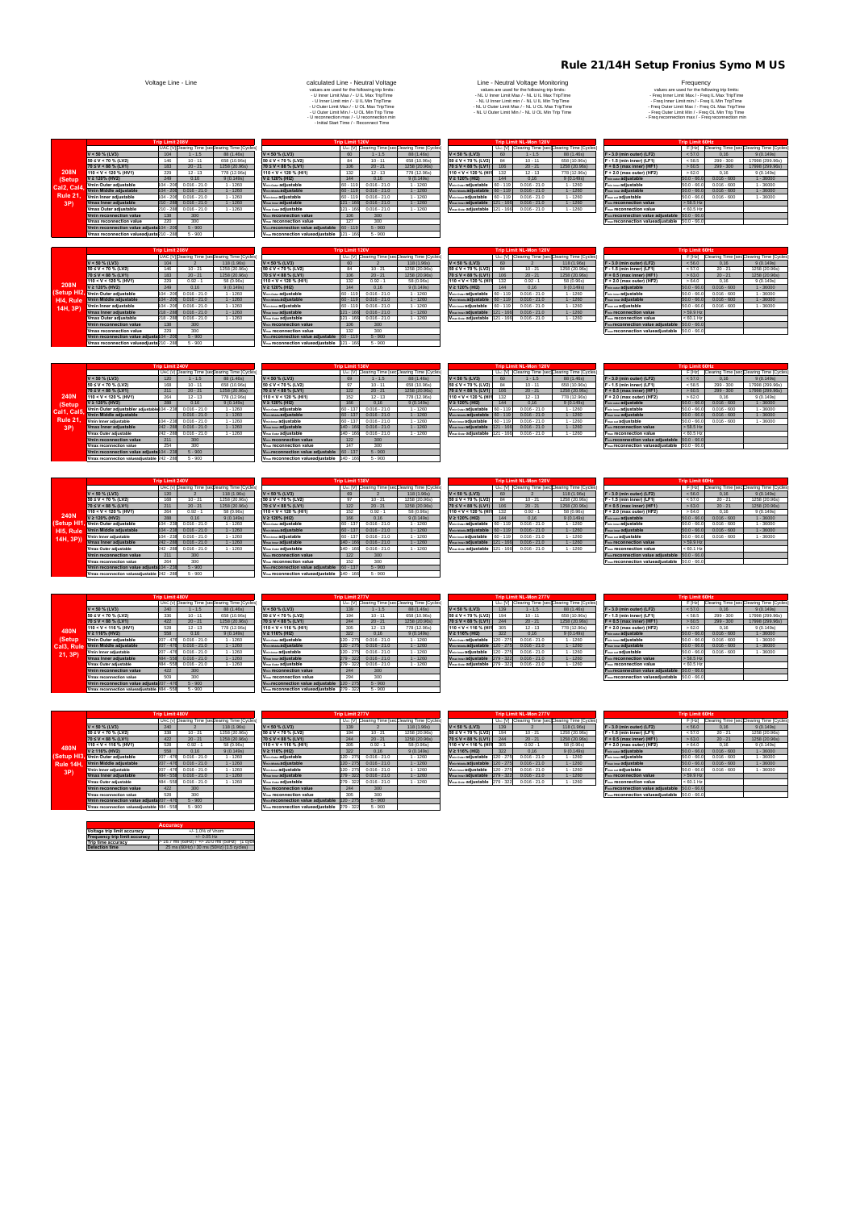# Rule 21/14H Setup Fronius Symo M US

**Voltage Line - Line**

**calculated Line - Neutral Voltage**
values are used for the following trip limits:
- U Inner Limit Max / - U IL Max TripTime
- U Inner Limit min / - U IL Min TripTime
- U Outer Limit Max / - U OL Max TripTime
- U Outer Limit Min / - U OL Min Trip Time
- U reconnection max / - U reconnection min
- Initial Start Time / - Reconnect Time

**Line - Neutral Voltage Monitoring**
values are used for the following trip limits:
- NL U Inner Limit Max / - NL U IL Max TripTime
- NL U Inner Limit min / - NL U IL Min TripTime
- NL U Outer Limit Max / - NL U OL Max TripTime
- NL U Outer Limit Min / - NL U OL Min TripTime

**Frequency**
values are used for the following trip limits:
- Freq Inner Limit Max / - Freq IL Max TripTime
- Freq Inner Limit min / - Freq IL Min TripTime
- Freq Outer Limit Max / - Freq OL Max TripTime
- Freq Outer Limit Min / - Freq OL Min TripTime
- Freq reconnection max / - Freq reconnection min

## 208N (Setup Cal2, Cal4, Rule 21, 3P)

| Trip Limit 208V | $U_{AC}$ [V] | Clearing Time [sec] | Clearing Time [Cycles] |
|---|---|---|---|
| V < 50 % (LV3) | 104 | 1 - 1.5 | 88 (1.46s) |
| 50 ≤ V < 70 % (LV2) | 146 | 10 - 11 | 658 (10.96s) |
| 70 ≤ V < 88 % (LV1) | 183 | 20 - 21 | 1258 (20.96s) |
| 110 < V < 120 % (HV1) | 229 | 12 - 13 | 778 (12.96s) |
| V ≥ 120 % (HV2) | 249 | 0.16 | 9 (0.149s) |
| Vmin Outer adjustable | 104 - 208 | 0.016 - 21.0 | 1 - 1260 |
| Vmin Middle adjustable | 104 - 208 | 0.016 - 21.0 | 1 - 1260 |
| Vmin Inner adjustable | 104 - 208 | 0.016 - 21.0 | 1 - 1260 |
| Vmax Inner adjustable | 210 - 288 | 0.016 - 21.0 | 1 - 1260 |
| Vmax Outer adjustable | 210 - 288 | 0.016 - 21.0 | 1 - 1260 |
| Vmin reconnection value | 138 | 300 | |
| Vmax reconnection value | 229 | 300 | |
| Vmin reconnection value adjustable | 104 - 208 | 5 - 900 | |
| Vmax reconnection value adjustable | 210 - 288 | 5 - 900 | |

| Trip Limit 120V | $U_{LN}$ [V] | Clearing Time [sec] | Clearing Time [Cycles] |
|---|---|---|---|
| V < 50 % (LV3) | 60 | 1 - 1.5 | 88 (1.46s) |
| 50 ≤ V < 70 % (LV2) | 84 | 10 - 11 | 658 (10.96s) |
| 70 ≤ V < 88 % (LV1) | 106 | 20 - 21 | 1258 (20.96s) |
| 110 < V < 120 % (HV1) | 132 | 12 - 13 | 778 (12.96s) |
| V ≥ 120 % (HV2) | 144 | 0.16 | 9 (0.149s) |
| Vmin Outer adjustable | 60 - 119 | 0.016 - 21.0 | 1 - 1260 |
| Vmin Middle adjustable | 60 - 119 | 0.016 - 21.0 | 1 - 1260 |
| Vmin Inner adjustable | 60 - 119 | 0.016 - 21.0 | 1 - 1260 |
| Vmax Inner adjustable | 121 - 166 | 0.016 - 21.0 | 1 - 1260 |
| Vmax Outer adjustable | 121 - 166 | 0.016 - 21.0 | 1 - 1260 |
| Vmin reconnection value | 106 | 300 | |
| Vmax reconnection value | 127 | 300 | |
| Vmin reconnection value adjustable | 60 - 119 | 5 - 900 | |
| Vmax reconnection value adjustable | 121 - 166 | 5 - 900 | |

| Trip Limit NL-Mon 120V | $U_{LN}$ [V] | Clearing Time [sec] | Clearing Time [Cycles] |
|---|---|---|---|
| V < 50 % (LV3) | 60 | 1 - 1.5 | 88 (1.46s) |
| 50 ≤ V < 70 % (LV2) | 84 | 10 - 11 | 658 (10.96s) |
| 70 ≤ V < 88 % (LV1) | 106 | 20 - 21 | 1258 (20.96s) |
| 110 < V < 120 % (HV1) | 132 | 12 - 13 | 778 (12.96s) |
| V ≥ 120 % (HV2) | 144 | 0.16 | 9 (0.149s) |
| Vmin Outer adjustable | 60 - 119 | 0.016 - 21.0 | 1 - 1260 |
| Vmin Middle adjustable | 60 - 119 | 0.016 - 21.0 | 1 - 1260 |
| Vmin Inner adjustable | 60 - 119 | 0.016 - 21.0 | 1 - 1260 |
| Vmax Inner adjustable | 121 - 166 | 0.016 - 21.0 | 1 - 1260 |
| Vmax Outer adjustable | 121 - 166 | 0.016 - 21.0 | 1 - 1260 |

| Trip Limit 60Hz | F [Hz] | Clearing Time [sec] | Clearing Time [Cycles] |
|---|---|---|---|
| F - 3.0 (min outer) (LF2) | < 57.0 | 0.16 | 9 (0.149s) |
| F - 1.5 (min inner) (LF1) | < 58.5 | 299 - 300 | 17998 (299.96s) |
| F + 0.5 (max inner) (HF1) | > 60.5 | 299 - 300 | 17998 (299.96s) |
| F + 2.0 (max outer) (HF2) | > 62.0 | 0.16 | 9 (0.149s) |
| Fmin outer adjustable | 50.0 - 66.0 | 0.016 - 600 | 1 - 36000 |
| Fmin inner adjustable | 50.0 - 66.0 | 0.016 - 600 | 1 - 36000 |
| Fmax inner adjustable | 50.0 - 66.0 | 0.016 - 600 | 1 - 36000 |
| Fmax outer adjustable | 50.0 - 66.0 | 0.016 - 600 | 1 - 36000 |
| Fmin reconnection value | < 58.5 Hz | | |
| Fmax reconnection value | < 60.5 Hz | | |
| Fmin reconnection value adjustable | 50.0 - 66.0 | | |
| Fmax reconnection value adjustable | 50.0 - 66.0 | | |

## 208N (Setup HI2, HI4, Rule 14H, 3P)

| Trip Limit 208V | $U_{AC}$ [V] | Clearing Time [sec] | Clearing Time [Cycles] |
|---|---|---|---|
| V < 50 % (LV3) | 104 | 2 | 118 (1.96s) |
| 50 ≤ V < 70 % (LV2) | 146 | 10 - 21 | 1258 (20.96s) |
| 70 ≤ V < 88 % (LV1) | 183 | 20 - 21 | 1258 (20.96s) |
| 110 < V < 120 % (HV1) | 229 | 0.92 - 1 | 58 (0.96s) |
| V ≥ 120 % (HV2) | 249 | 0.16 | 9 (0.149s) |
| Vmin Outer adjustable | 104 - 208 | 0.016 - 21.0 | 1 - 1260 |
| Vmin Middle adjustable | 104 - 208 | 0.016 - 21.0 | 1 - 1260 |
| Vmin Inner adjustable | 104 - 208 | 0.016 - 21.0 | 1 - 1260 |
| Vmax Inner adjustable | 210 - 288 | 0.016 - 21.0 | 1 - 1260 |
| Vmax Outer adjustable | 210 - 288 | 0.016 - 21.0 | 1 - 1260 |
| Vmin reconnection value | 138 | 300 | |
| Vmax reconnection value | 229 | 300 | |
| Vmin reconnection value adjustable | 104 - 208 | 5 - 900 | |
| Vmax reconnection value adjustable | 210 - 288 | 5 - 900 | |

| Trip Limit 120V | $U_{LN}$ [V] | Clearing Time [sec] | Clearing Time [Cycles] |
|---|---|---|---|
| V < 50 % (LV3) | 60 | 2 | 118 (1.96s) |
| 50 ≤ V < 70 % (LV2) | 84 | 10 - 21 | 1258 (20.96s) |
| 70 ≤ V < 88 % (LV1) | 106 | 20 - 21 | 1258 (20.96s) |
| 110 < V < 120 % (HV1) | 132 | 0.92 - 1 | 58 (0.96s) |
| V ≥ 120 % (HV2) | 144 | 0.16 | 9 (0.149s) |
| Vmin Outer adjustable | 60 - 119 | 0.016 - 21.0 | 1 - 1260 |
| Vmin Middle adjustable | 60 - 119 | 0.016 - 21.0 | 1 - 1260 |
| Vmin Inner adjustable | 60 - 119 | 0.016 - 21.0 | 1 - 1260 |
| Vmax Inner adjustable | 121 - 166 | 0.016 - 21.0 | 1 - 1260 |
| Vmax Outer adjustable | 121 - 166 | 0.016 - 21.0 | 1 - 1260 |
| Vmin reconnection value | 106 | 300 | |
| Vmax reconnection value | 132 | 300 | |
| Vmin reconnection value adjustable | 60 - 119 | 5 - 900 | |
| Vmax reconnection value adjustable | 121 - 166 | 5 - 900 | |

| Trip Limit NL-Mon 120V | $U_{LN}$ [V] | Clearing Time [sec] | Clearing Time [Cycles] |
|---|---|---|---|
| V < 50 % (LV3) | 60 | 2 | 118 (1.96s) |
| 50 ≤ V < 70 % (LV2) | 84 | 10 - 21 | 1258 (20.96s) |
| 70 ≤ V < 88 % (LV1) | 106 | 20 - 21 | 1258 (20.96s) |
| 110 < V < 120 % (HV1) | 132 | 0.92 - 1 | 58 (0.96s) |
| V ≥ 120 % (HV2) | 144 | 0.16 | 9 (0.149s) |
| Vmin Outer adjustable | 60 - 119 | 0.016 - 21.0 | 1 - 1260 |
| Vmin Middle adjustable | 60 - 119 | 0.016 - 21.0 | 1 - 1260 |
| Vmin Inner adjustable | 60 - 119 | 0.016 - 21.0 | 1 - 1260 |
| Vmax Inner adjustable | 121 - 166 | 0.016 - 21.0 | 1 - 1260 |
| Vmax Outer adjustable | 121 - 166 | 0.016 - 21.0 | 1 - 1260 |

| Trip Limit 60Hz | F [Hz] | Clearing Time [sec] | Clearing Time [Cycles] |
|---|---|---|---|
| F - 3.0 (min outer) (LF2) | < 56.0 | 0.16 | 9 (0.149s) |
| F - 1.5 (min inner) (LF1) | < 57.0 | 20 - 21 | 1258 (20.96s) |
| F + 0.5 (max inner) (HF1) | > 63.0 | 20 - 21 | 1258 (20.96s) |
| F + 2.0 (max outer) (HF2) | > 64.0 | 0.16 | 9 (0.149s) |
| Fmin outer adjustable | 50.0 - 66.0 | 0.016 - 600 | 1 - 36000 |
| Fmin inner adjustable | 50.0 - 66.0 | 0.016 - 600 | 1 - 36000 |
| Fmax inner adjustable | 50.0 - 66.0 | 0.016 - 600 | 1 - 36000 |
| Fmax outer adjustable | 50.0 - 66.0 | 0.016 - 600 | 1 - 36000 |
| Fmin reconnection value | < 59.9 Hz | | |
| Fmax reconnection value | < 60.1 Hz | | |
| Fmin reconnection value adjustable | 50.0 - 66.0 | | |
| Fmax reconnection value adjustable | 50.0 - 66.0 | | |

## 240N (Setup Cal1, Cal5, Rule 21, 3P)

| Trip Limit 240V | $U_{AC}$ [V] | Clearing Time [sec] | Clearing Time [Cycles] |
|---|---|---|---|
| V < 50 % (LV3) | 120 | 1 - 1.5 | 88 (1.46s) |
| 50 ≤ V < 70 % (LV2) | 168 | 10 - 11 | 658 (10.96s) |
| 70 ≤ V < 88 % (LV1) | 211 | 20 - 21 | 1258 (20.96s) |
| 110 < V < 120 % (HV1) | 264 | 12 - 13 | 778 (12.96s) |
| V ≥ 120 % (HV2) | 288 | 0.16 | 9 (0.149s) |
| Vmin Outer adjustable | 104 - 238 | 0.016 - 21.0 | 1 - 1260 |
| Vmin Middle adjustable | 104 - 238 | 0.016 - 21.0 | 1 - 1260 |
| Vmin Inner adjustable | 104 - 238 | 0.016 - 21.0 | 1 - 1260 |
| Vmax Inner adjustable | 242 - 288 | 0.016 - 21.0 | 1 - 1260 |
| Vmax Outer adjustable | 242 - 288 | 0.016 - 21.0 | 1 - 1260 |
| Vmin reconnection value | 211 | 300 | |
| Vmax reconnection value | 254 | 300 | |
| Vmin reconnection value adjustable | 104 - 238 | 5 - 900 | |
| Vmax reconnection value adjustable | 242 - 288 | 5 - 900 | |

| Trip Limit 138V | $U_{LN}$ [V] | Clearing Time [sec] | Clearing Time [Cycles] |
|---|---|---|---|
| V < 50 % (LV3) | 69 | 1 - 1.5 | 88 (1.46s) |
| 50 ≤ V < 70 % (LV2) | 97 | 10 - 11 | 658 (10.96s) |
| 70 ≤ V < 88 % (LV1) | 122 | 20 - 21 | 1258 (20.96s) |
| 110 < V < 120 % (HV1) | 152 | 12 - 13 | 778 (12.96s) |
| V ≥ 120 % (HV2) | 166 | 0.16 | 9 (0.149s) |
| Vmin Outer adjustable | 60 - 137 | 0.016 - 21.0 | 1 - 1260 |
| Vmin Middle adjustable | 60 - 137 | 0.016 - 21.0 | 1 - 1260 |
| Vmin Inner adjustable | 60 - 137 | 0.016 - 21.0 | 1 - 1260 |
| Vmax Inner adjustable | 140 - 166 | 0.016 - 21.0 | 1 - 1260 |
| Vmax Outer adjustable | 140 - 166 | 0.016 - 21.0 | 1 - 1260 |
| Vmin reconnection value | 122 | 300 | |
| Vmax reconnection value | 147 | 300 | |
| Vmin reconnection value adjustable | 60 - 137 | 5 - 900 | |
| Vmax reconnection value adjustable | 140 - 166 | 5 - 900 | |

| Trip Limit NL-Mon 120V | $U_{LN}$ [V] | Clearing Time [sec] | Clearing Time [Cycles] |
|---|---|---|---|
| V < 50 % (LV3) | 60 | 1 - 1.5 | 88 (1.46s) |
| 50 ≤ V < 70 % (LV2) | 84 | 10 - 11 | 658 (10.96s) |
| 70 ≤ V < 88 % (LV1) | 106 | 20 - 21 | 1258 (20.96s) |
| 110 < V < 120 % (HV1) | 132 | 12 - 13 | 778 (12.96s) |
| V ≥ 120 % (HV2) | 144 | 0.16 | 9 (0.149s) |
| Vmin Outer adjustable | 60 - 119 | 0.016 - 21.0 | 1 - 1260 |
| Vmin Middle adjustable | 60 - 119 | 0.016 - 21.0 | 1 - 1260 |
| Vmin Inner adjustable | 60 - 119 | 0.016 - 21.0 | 1 - 1260 |
| Vmax Inner adjustable | 121 - 166 | 0.016 - 21.0 | 1 - 1260 |
| Vmax Outer adjustable | 121 - 166 | 0.016 - 21.0 | 1 - 1260 |

| Trip Limit 60Hz | F [Hz] | Clearing Time [sec] | Clearing Time [Cycles] |
|---|---|---|---|
| F - 3.0 (min outer) (LF2) | < 57.0 | 0.16 | 9 (0.149s) |
| F - 1.5 (min inner) (LF1) | < 58.5 | 299 - 300 | 17998 (299.96s) |
| F + 0.5 (max inner) (HF1) | > 60.5 | 299 - 300 | 17998 (299.96s) |
| F + 2.0 (max outer) (HF2) | > 62.0 | 0.16 | 9 (0.149s) |
| Fmin outer adjustable | 50.0 - 66.0 | 0.016 - 600 | 1 - 36000 |
| Fmin inner adjustable | 50.0 - 66.0 | 0.016 - 600 | 1 - 36000 |
| Fmax inner adjustable | 50.0 - 66.0 | 0.016 - 600 | 1 - 36000 |
| Fmax outer adjustable | 50.0 - 66.0 | 0.016 - 600 | 1 - 36000 |
| Fmin reconnection value | < 58.5 Hz | | |
| Fmax reconnection value | < 60.5 Hz | | |
| Fmin reconnection value adjustable | 50.0 - 66.0 | | |
| Fmax reconnection value adjustable | 50.0 - 66.0 | | |

## 240N (Setup HI1, HI5, Rule 14H, 3P)

| Trip Limit 240V | $U_{AC}$ [V] | Clearing Time [sec] | Clearing Time [Cycles] |
|---|---|---|---|
| V < 50 % (LV3) | 120 | 2 | 118 (1.96s) |
| 50 ≤ V < 70 % (LV2) | 168 | 10 - 21 | 1258 (20.96s) |
| 70 ≤ V < 88 % (LV1) | 211 | 20 - 21 | 1258 (20.96s) |
| 110 < V < 120 % (HV1) | 264 | 0.92 - 1 | 58 (0.96s) |
| V ≥ 120 % (HV2) | 288 | 0.16 | 9 (0.149s) |
| Vmin Outer adjustable | 104 - 238 | 0.016 - 21.0 | 1 - 1260 |
| Vmin Middle adjustable | 104 - 238 | 0.016 - 21.0 | 1 - 1260 |
| Vmin Inner adjustable | 104 - 238 | 0.016 - 21.0 | 1 - 1260 |
| Vmax Inner adjustable | 242 - 288 | 0.016 - 21.0 | 1 - 1260 |
| Vmax Outer adjustable | 242 - 288 | 0.016 - 21.0 | 1 - 1260 |
| Vmin reconnection value | 211 | 300 | |
| Vmax reconnection value | 264 | 300 | |
| Vmin reconnection value adjustable | 104 - 238 | 5 - 900 | |
| Vmax reconnection value adjustable | 242 - 288 | 5 - 900 | |

| Trip Limit 138V | $U_{LN}$ [V] | Clearing Time [sec] | Clearing Time [Cycles] |
|---|---|---|---|
| V < 50 % (LV3) | 69 | 2 | 118 (1.96s) |
| 50 ≤ V < 70 % (LV2) | 97 | 10 - 21 | 1258 (20.96s) |
| 70 ≤ V < 88 % (LV1) | 122 | 20 - 21 | 1258 (20.96s) |
| 110 < V < 120 % (HV1) | 152 | 0.92 - 1 | 58 (0.96s) |
| V ≥ 120 % (HV2) | 166 | 0.16 | 9 (0.149s) |
| Vmin Outer adjustable | 60 - 137 | 0.016 - 21.0 | 1 - 1260 |
| Vmin Middle adjustable | 60 - 137 | 0.016 - 21.0 | 1 - 1260 |
| Vmin Inner adjustable | 60 - 137 | 0.016 - 21.0 | 1 - 1260 |
| Vmax Inner adjustable | 140 - 166 | 0.016 - 21.0 | 1 - 1260 |
| Vmax Outer adjustable | 140 - 166 | 0.016 - 21.0 | 1 - 1260 |
| Vmin reconnection value | 122 | 300 | |
| Vmax reconnection value | 152 | 300 | |
| Vmin reconnection value adjustable | 60 - 137 | 5 - 900 | |
| Vmax reconnection value adjustable | 140 - 166 | 5 - 900 | |

| Trip Limit NL-Mon 120V | $U_{LN}$ [V] | Clearing Time [sec] | Clearing Time [Cycles] |
|---|---|---|---|
| V < 50 % (LV3) | 60 | 2 | 118 (1.96s) |
| 50 ≤ V < 70 % (LV2) | 84 | 10 - 21 | 1258 (20.96s) |
| 70 ≤ V < 88 % (LV1) | 106 | 20 - 21 | 1258 (20.96s) |
| 110 < V < 120 % (HV1) | 132 | 0.92 - 1 | 58 (0.96s) |
| V ≥ 120 % (HV2) | 144 | 0.16 | 9 (0.149s) |
| Vmin Outer adjustable | 60 - 119 | 0.016 - 21.0 | 1 - 1260 |
| Vmin Middle adjustable | 60 - 119 | 0.016 - 21.0 | 1 - 1260 |
| Vmin Inner adjustable | 60 - 119 | 0.016 - 21.0 | 1 - 1260 |
| Vmax Inner adjustable | 121 - 166 | 0.016 - 21.0 | 1 - 1260 |
| Vmax Outer adjustable | 121 - 166 | 0.016 - 21.0 | 1 - 1260 |

| Trip Limit 60Hz | F [Hz] | Clearing Time [sec] | Clearing Time [Cycles] |
|---|---|---|---|
| F - 3.0 (min outer) (LF2) | < 56.0 | 0.16 | 9 (0.149s) |
| F - 1.5 (min inner) (LF1) | < 57.0 | 20 - 21 | 1258 (20.96s) |
| F + 0.5 (max inner) (HF1) | > 63.0 | 20 - 21 | 1258 (20.96s) |
| F + 2.0 (max outer) (HF2) | > 64.0 | 0.16 | 9 (0.149s) |
| Fmin outer adjustable | 50.0 - 66.0 | 0.016 - 600 | 1 - 36000 |
| Fmin inner adjustable | 50.0 - 66.0 | 0.016 - 600 | 1 - 36000 |
| Fmax inner adjustable | 50.0 - 66.0 | 0.016 - 600 | 1 - 36000 |
| Fmax outer adjustable | 50.0 - 66.0 | 0.016 - 600 | 1 - 36000 |
| Fmin reconnection value | < 59.9 Hz | | |
| Fmax reconnection value | < 60.1 Hz | | |
| Fmin reconnection value adjustable | 50.0 - 66.0 | | |
| Fmax reconnection value adjustable | 50.0 - 66.0 | | |

## 480N (Setup Cal3, Rule 21, 3P)

| Trip Limit 480V | $U_{AC}$ [V] | Clearing Time [sec] | Clearing Time [Cycles] |
|---|---|---|---|
| V < 50 % (LV3) | 240 | 1 - 1.5 | 88 (1.46s) |
| 50 ≤ V < 70 % (LV2) | 336 | 10 - 11 | 658 (10.96s) |
| 70 ≤ V < 88 % (LV1) | 422 | 20 - 21 | 1258 (20.96s) |
| 110 < V < 116 % (HV1) | 528 | 12 - 13 | 778 (12.96s) |
| V ≥ 116% (HV2) | 558 | 0.16 | 9 (0.149s) |
| Vmin Outer adjustable | 407 - 478 | 0.016 - 21.0 | 1 - 1260 |
| Vmin Middle adjustable | 407 - 478 | 0.016 - 21.0 | 1 - 1260 |
| Vmin Inner adjustable | 407 - 478 | 0.016 - 21.0 | 1 - 1260 |
| Vmax Inner adjustable | 484 - 558 | 0.016 - 21.0 | 1 - 1260 |
| Vmax Outer adjustable | 484 - 558 | 0.016 - 21.0 | 1 - 1260 |
| Vmin reconnection value | 422 | 300 | |
| Vmax reconnection value | 509 | 300 | |
| Vmin reconnection value adjustable | 407 - 478 | 5 - 900 | |
| Vmax reconnection value adjustable | 484 - 558 | 5 - 900 | |

| Trip Limit 277V | $U_{LN}$ [V] | Clearing Time [sec] | Clearing Time [Cycles] |
|---|---|---|---|
| V < 50 % (LV3) | 139 | 1 - 1.5 | 88 (1.46s) |
| 50 ≤ V < 70 % (LV2) | 194 | 10 - 11 | 658 (10.96s) |
| 70 ≤ V < 88 % (LV1) | 244 | 20 - 21 | 1258 (20.96s) |
| 110 < V < 116 % (HV1) | 305 | 12 - 13 | 778 (12.96s) |
| V ≥ 116% (HV2) | 322 | 0.16 | 9 (0.149s) |
| Vmin Outer adjustable | 120 - 275 | 0.016 - 21.0 | 1 - 1260 |
| Vmin Middle adjustable | 120 - 275 | 0.016 - 21.0 | 1 - 1260 |
| Vmin Inner adjustable | 120 - 275 | 0.016 - 21.0 | 1 - 1260 |
| Vmax Inner adjustable | 279 - 322 | 0.016 - 21.0 | 1 - 1260 |
| Vmax Outer adjustable | 279 - 322 | 0.016 - 21.0 | 1 - 1260 |
| Vmin reconnection value | 244 | 300 | |
| Vmax reconnection value | 294 | 300 | |
| Vmin reconnection value adjustable | 120 - 275 | 5 - 900 | |
| Vmax reconnection value adjustable | 279 - 322 | 5 - 900 | |

| Trip Limit NL-Mon 277V | $U_{LN}$ [V] | Clearing Time [sec] | Clearing Time [Cycles] |
|---|---|---|---|
| V < 50 % (LV3) | 139 | 1 - 1.5 | 88 (1.46s) |
| 50 ≤ V < 70 % (LV2) | 194 | 10 - 11 | 658 (10.96s) |
| 70 ≤ V < 88 % (LV1) | 244 | 20 - 21 | 1258 (20.96s) |
| 110 < V < 116 % (HV1) | 305 | 12 - 13 | 778 (12.96s) |
| V ≥ 116% (HV2) | 322 | 0.16 | 9 (0.149s) |
| Vmin Outer adjustable | 120 - 275 | 0.016 - 21.0 | 1 - 1260 |
| Vmin Middle adjustable | 120 - 275 | 0.016 - 21.0 | 1 - 1260 |
| Vmin Inner adjustable | 120 - 275 | 0.016 - 21.0 | 1 - 1260 |
| Vmax Inner adjustable | 279 - 322 | 0.016 - 21.0 | 1 - 1260 |
| Vmax Outer adjustable | 279 - 322 | 0.016 - 21.0 | 1 - 1260 |

| Trip Limit 60Hz | F [Hz] | Clearing Time [sec] | Clearing Time [Cycles] |
|---|---|---|---|
| F - 3.0 (min outer) (LF2) | < 57.0 | 0.16 | 9 (0.149s) |
| F - 1.5 (min inner) (LF1) | < 58.5 | 299 - 300 | 17998 (299.96s) |
| F + 0.5 (max inner) (HF1) | > 60.5 | 299 - 300 | 17998 (299.96s) |
| F + 2.0 (max outer) (HF2) | > 62.0 | 0.16 | 9 (0.149s) |
| Fmin outer adjustable | 50.0 - 66.0 | 0.016 - 600 | 1 - 36000 |
| Fmin inner adjustable | 50.0 - 66.0 | 0.016 - 600 | 1 - 36000 |
| Fmax inner adjustable | 50.0 - 66.0 | 0.016 - 600 | 1 - 36000 |
| Fmax outer adjustable | 50.0 - 66.0 | 0.016 - 600 | 1 - 36000 |
| Fmin reconnection value | < 58.5 Hz | | |
| Fmax reconnection value | < 60.5 Hz | | |
| Fmin reconnection value adjustable | 50.0 - 66.0 | | |
| Fmax reconnection value adjustable | 50.0 - 66.0 | | |

## 480N (Setup HI3, Rule 14H, 3P)

| Trip Limit 480V | $U_{AC}$ [V] | Clearing Time [sec] | Clearing Time [Cycles] |
|---|---|---|---|
| V < 50 % (LV3) | 240 | 2 | 118 (1.96s) |
| 50 ≤ V < 70 % (LV2) | 336 | 10 - 21 | 1258 (20.96s) |
| 70 ≤ V < 88 % (LV1) | 422 | 20 - 21 | 1258 (20.96s) |
| 110 < V < 116 % (HV1) | 528 | 0.92 - 1 | 58 (0.96s) |
| V ≥ 116% (HV2) | 558 | 0.16 | 9 (0.149s) |
| Vmin Outer adjustable | 407 - 478 | 0.016 - 21.0 | 1 - 1260 |
| Vmin Middle adjustable | 407 - 478 | 0.016 - 21.0 | 1 - 1260 |
| Vmin Inner adjustable | 407 - 478 | 0.016 - 21.0 | 1 - 1260 |
| Vmax Inner adjustable | 484 - 558 | 0.016 - 21.0 | 1 - 1260 |
| Vmax Outer adjustable | 484 - 558 | 0.016 - 21.0 | 1 - 1260 |
| Vmin reconnection value | 422 | 300 | |
| Vmax reconnection value | 528 | 300 | |
| Vmin reconnection value adjustable | 407 - 478 | 5 - 900 | |
| Vmax reconnection value adjustable | 484 - 558 | 5 - 900 | |

| Trip Limit 277V | $U_{LN}$ [V] | Clearing Time [sec] | Clearing Time [Cycles] |
|---|---|---|---|
| V < 50 % (LV3) | 139 | 2 | 118 (1.96s) |
| 50 ≤ V < 70 % (LV2) | 194 | 10 - 21 | 1258 (20.96s) |
| 70 ≤ V < 88 % (LV1) | 244 | 20 - 21 | 1258 (20.96s) |
| 110 < V < 116 % (HV1) | 305 | 0.92 - 1 | 58 (0.96s) |
| V ≥ 116% (HV2) | 322 | 0.16 | 9 (0.149s) |
| Vmin Outer adjustable | 120 - 275 | 0.016 - 21.0 | 1 - 1260 |
| Vmin Middle adjustable | 120 - 275 | 0.016 - 21.0 | 1 - 1260 |
| Vmin Inner adjustable | 120 - 275 | 0.016 - 21.0 | 1 - 1260 |
| Vmax Inner adjustable | 279 - 322 | 0.016 - 21.0 | 1 - 1260 |
| Vmax Outer adjustable | 279 - 322 | 0.016 - 21.0 | 1 - 1260 |
| Vmin reconnection value | 244 | 300 | |
| Vmax reconnection value | 305 | 300 | |
| Vmin reconnection value adjustable | 120 - 275 | 5 - 900 | |
| Vmax reconnection value adjustable | 279 - 322 | 5 - 900 | |

| Trip Limit NL-Mon 277V | $U_{LN}$ [V] | Clearing Time [sec] | Clearing Time [Cycles] |
|---|---|---|---|
| V < 50 % (LV3) | 139 | 2 | 118 (1.96s) |
| 50 ≤ V < 70 % (LV2) | 194 | 10 - 21 | 1258 (20.96s) |
| 70 ≤ V < 88 % (LV1) | 244 | 20 - 21 | 1258 (20.96s) |
| 110 < V < 116 % (HV1) | 305 | 0.92 - 1 | 58 (0.96s) |
| V ≥ 116% (HV2) | 322 | 0.16 | 9 (0.149s) |
| Vmin Outer adjustable | 120 - 275 | 0.016 - 21.0 | 1 - 1260 |
| Vmin Middle adjustable | 120 - 275 | 0.016 - 21.0 | 1 - 1260 |
| Vmin Inner adjustable | 120 - 275 | 0.016 - 21.0 | 1 - 1260 |
| Vmax Inner adjustable | 279 - 322 | 0.016 - 21.0 | 1 - 1260 |
| Vmax Outer adjustable | 279 - 322 | 0.016 - 21.0 | 1 - 1260 |

| Trip Limit 60Hz | F [Hz] | Clearing Time [sec] | Clearing Time [Cycles] |
|---|---|---|---|
| F - 3.0 (min outer) (LF2) | < 56.0 | 0.16 | 9 (0.149s) |
| F - 1.5 (min inner) (LF1) | < 57.0 | 20 - 21 | 1258 (20.96s) |
| F + 0.5 (max inner) (HF1) | > 63.0 | 20 - 21 | 1258 (20.96s) |
| F + 2.0 (max outer) (HF2) | > 64.0 | 0.16 | 9 (0.149s) |
| Fmin outer adjustable | 50.0 - 66.0 | 0.016 - 600 | 1 - 36000 |
| Fmin inner adjustable | 50.0 - 66.0 | 0.016 - 600 | 1 - 36000 |
| Fmax inner adjustable | 50.0 - 66.0 | 0.016 - 600 | 1 - 36000 |
| Fmax outer adjustable | 50.0 - 66.0 | 0.016 - 600 | 1 - 36000 |
| Fmin reconnection value | < 59.9 Hz | | |
| Fmax reconnection value | < 60.1 Hz | | |
| Fmin reconnection value adjustable | 50.0 - 66.0 | | |
| Fmax reconnection value adjustable | 50.0 - 66.0 | | |

## Accuracy

| Accuracy | |
|---|---|
| Voltage trip limit accuracy | +/- 1.0% of Vnom |
| Frequency trip limit accuracy | +/- 0.05 Hz |
| Trip time accuracy | < 16.7 ms (60Hz) / < 20.0 ms (50Hz) (1 cycle) |
| Detection time | 25 ms (60Hz) / 30 ms (50Hz) (1.5 cycles) |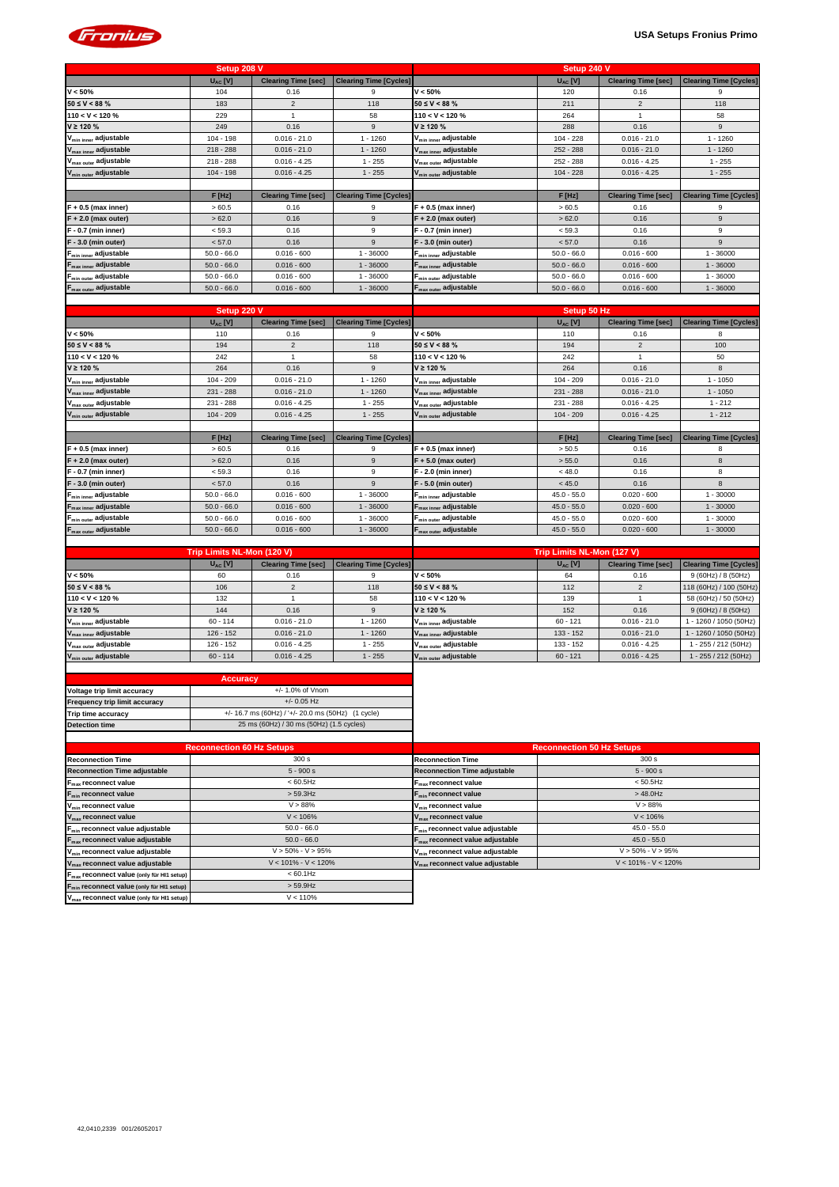# USA Setups Fronius Primo

| Setup 208 V | | | |
|---|---|---|---|
| | $U_{AC}$ [V] | Clearing Time [sec] | Clearing Time [Cycles] |
| V < 50% | 104 | 0.16 | 9 |
| 50 ≤ V < 88 % | 183 | 2 | 118 |
| 110 < V < 120 % | 229 | 1 | 58 |
| V ≥ 120 % | 249 | 0.16 | 9 |
| $V_{min\ inner}$ adjustable | 104 - 198 | 0.016 - 21.0 | 1 - 1260 |
| $V_{max\ inner}$ adjustable | 218 - 288 | 0.016 - 21.0 | 1 - 1260 |
| $V_{max\ outer}$ adjustable | 218 - 288 | 0.016 - 4.25 | 1 - 255 |
| $V_{min\ outer}$ adjustable | 104 - 198 | 0.016 - 4.25 | 1 - 255 |
| | F [Hz] | Clearing Time [sec] | Clearing Time [Cycles] |
| F + 0.5 (max inner) | > 60.5 | 0.16 | 9 |
| F + 2.0 (max outer) | > 62.0 | 0.16 | 9 |
| F - 0.7 (min inner) | < 59.3 | 0.16 | 9 |
| F - 3.0 (min outer) | < 57.0 | 0.16 | 9 |
| $F_{min\ inner}$ adjustable | 50.0 - 66.0 | 0.016 - 600 | 1 - 36000 |
| $F_{max\ inner}$ adjustable | 50.0 - 66.0 | 0.016 - 600 | 1 - 36000 |
| $F_{min\ outer}$ adjustable | 50.0 - 66.0 | 0.016 - 600 | 1 - 36000 |
| $F_{max\ outer}$ adjustable | 50.0 - 66.0 | 0.016 - 600 | 1 - 36000 |

| Setup 240 V | | | |
|---|---|---|---|
| | $U_{AC}$ [V] | Clearing Time [sec] | Clearing Time [Cycles] |
| V < 50% | 120 | 0.16 | 9 |
| 50 ≤ V < 88 % | 211 | 2 | 118 |
| 110 < V < 120 % | 264 | 1 | 58 |
| V ≥ 120 % | 288 | 0.16 | 9 |
| $V_{min\ inner}$ adjustable | 104 - 228 | 0.016 - 21.0 | 1 - 1260 |
| $V_{max\ inner}$ adjustable | 252 - 288 | 0.016 - 21.0 | 1 - 1260 |
| $V_{max\ outer}$ adjustable | 252 - 288 | 0.016 - 4.25 | 1 - 255 |
| $V_{min\ outer}$ adjustable | 104 - 228 | 0.016 - 4.25 | 1 - 255 |
| | F [Hz] | Clearing Time [sec] | Clearing Time [Cycles] |
| F + 0.5 (max inner) | > 60.5 | 0.16 | 9 |
| F + 2.0 (max outer) | > 62.0 | 0.16 | 9 |
| F - 0.7 (min inner) | < 59.3 | 0.16 | 9 |
| F - 3.0 (min outer) | < 57.0 | 0.16 | 9 |
| $F_{min\ inner}$ adjustable | 50.0 - 66.0 | 0.016 - 600 | 1 - 36000 |
| $F_{max\ inner}$ adjustable | 50.0 - 66.0 | 0.016 - 600 | 1 - 36000 |
| $F_{min\ outer}$ adjustable | 50.0 - 66.0 | 0.016 - 600 | 1 - 36000 |
| $F_{max\ outer}$ adjustable | 50.0 - 66.0 | 0.016 - 600 | 1 - 36000 |

| Setup 220 V | | | |
|---|---|---|---|
| | $U_{AC}$ [V] | Clearing Time [sec] | Clearing Time [Cycles] |
| V < 50% | 110 | 0.16 | 9 |
| 50 ≤ V < 88 % | 194 | 2 | 118 |
| 110 < V < 120 % | 242 | 1 | 58 |
| V ≥ 120 % | 264 | 0.16 | 9 |
| $V_{min\ inner}$ adjustable | 104 - 209 | 0.016 - 21.0 | 1 - 1260 |
| $V_{max\ inner}$ adjustable | 231 - 288 | 0.016 - 21.0 | 1 - 1260 |
| $V_{max\ outer}$ adjustable | 231 - 288 | 0.016 - 4.25 | 1 - 255 |
| $V_{min\ outer}$ adjustable | 104 - 209 | 0.016 - 4.25 | 1 - 255 |
| | F [Hz] | Clearing Time [sec] | Clearing Time [Cycles] |
| F + 0.5 (max inner) | > 60.5 | 0.16 | 9 |
| F + 2.0 (max outer) | > 62.0 | 0.16 | 9 |
| F - 0.7 (min inner) | < 59.3 | 0.16 | 9 |
| F - 3.0 (min outer) | < 57.0 | 0.16 | 9 |
| $F_{min\ inner}$ adjustable | 50.0 - 66.0 | 0.016 - 600 | 1 - 36000 |
| $F_{max\ inner}$ adjustable | 50.0 - 66.0 | 0.016 - 600 | 1 - 36000 |
| $F_{min\ outer}$ adjustable | 50.0 - 66.0 | 0.016 - 600 | 1 - 36000 |
| $F_{max\ outer}$ adjustable | 50.0 - 66.0 | 0.016 - 600 | 1 - 36000 |

| Setup 50 Hz | | | |
|---|---|---|---|
| | $U_{AC}$ [V] | Clearing Time [sec] | Clearing Time [Cycles] |
| V < 50% | 110 | 0.16 | 8 |
| 50 ≤ V < 88 % | 194 | 2 | 100 |
| 110 < V < 120 % | 242 | 1 | 50 |
| V ≥ 120 % | 264 | 0.16 | 8 |
| $V_{min\ inner}$ adjustable | 104 - 209 | 0.016 - 21.0 | 1 - 1050 |
| $V_{max\ inner}$ adjustable | 231 - 288 | 0.016 - 21.0 | 1 - 1050 |
| $V_{max\ outer}$ adjustable | 231 - 288 | 0.016 - 4.25 | 1 - 212 |
| $V_{min\ outer}$ adjustable | 104 - 209 | 0.016 - 4.25 | 1 - 212 |
| | F [Hz] | Clearing Time [sec] | Clearing Time [Cycles] |
| F + 0.5 (max inner) | > 50.5 | 0.16 | 8 |
| F + 5.0 (max outer) | > 55.0 | 0.16 | 8 |
| F - 2.0 (min inner) | < 48.0 | 0.16 | 8 |
| F - 5.0 (min outer) | < 45.0 | 0.16 | 8 |
| $F_{min\ inner}$ adjustable | 45.0 - 55.0 | 0.020 - 600 | 1 - 30000 |
| $F_{max\ inner}$ adjustable | 45.0 - 55.0 | 0.020 - 600 | 1 - 30000 |
| $F_{min\ outer}$ adjustable | 45.0 - 55.0 | 0.020 - 600 | 1 - 30000 |
| $F_{max\ outer}$ adjustable | 45.0 - 55.0 | 0.020 - 600 | 1 - 30000 |

| Trip Limits NL-Mon (120 V) | | | |
|---|---|---|---|
| | $U_{AC}$ [V] | Clearing Time [sec] | Clearing Time [Cycles] |
| V < 50% | 60 | 0.16 | 9 |
| 50 ≤ V < 88 % | 106 | 2 | 118 |
| 110 < V < 120 % | 132 | 1 | 58 |
| V ≥ 120 % | 144 | 0.16 | 9 |
| $V_{min\ inner}$ adjustable | 60 - 114 | 0.016 - 21.0 | 1 - 1260 |
| $V_{max\ inner}$ adjustable | 126 - 152 | 0.016 - 21.0 | 1 - 1260 |
| $V_{max\ outer}$ adjustable | 126 - 152 | 0.016 - 4.25 | 1 - 255 |
| $V_{min\ outer}$ adjustable | 60 - 114 | 0.016 - 4.25 | 1 - 255 |

| Trip Limits NL-Mon (127 V) | | | |
|---|---|---|---|
| | $U_{AC}$ [V] | Clearing Time [sec] | Clearing Time [Cycles] |
| V < 50% | 64 | 0.16 | 9 (60Hz) / 8 (50Hz) |
| 50 ≤ V < 88 % | 112 | 2 | 118 (60Hz) / 100 (50Hz) |
| 110 < V < 120 % | 139 | 1 | 58 (60Hz) / 50 (50Hz) |
| V ≥ 120 % | 152 | 0.16 | 9 (60Hz) / 8 (50Hz) |
| $V_{min\ inner}$ adjustable | 60 - 121 | 0.016 - 21.0 | 1 - 1260 / 1050 (50Hz) |
| $V_{max\ inner}$ adjustable | 133 - 152 | 0.016 - 21.0 | 1 - 1260 / 1050 (50Hz) |
| $V_{max\ outer}$ adjustable | 133 - 152 | 0.016 - 4.25 | 1 - 255 / 212 (50Hz) |
| $V_{min\ outer}$ adjustable | 60 - 121 | 0.016 - 4.25 | 1 - 255 / 212 (50Hz) |

| Accuracy | |
|---|---|
| Voltage trip limit accuracy | +/- 1.0% of Vnom |
| Frequency trip limit accuracy | +/- 0.05 Hz |
| Trip time accuracy | +/- 16.7 ms (60Hz) / '+/- 20.0 ms (50Hz) (1 cycle) |
| Detection time | 25 ms (60Hz) / 30 ms (50Hz) (1.5 cycles) |

| Reconnection 60 Hz Setups | |
|---|---|
| Reconnection Time | 300 s |
| Reconnection Time adjustable | 5 - 900 s |
| $F_{max}$ reconnect value | < 60.5Hz |
| $F_{min}$ reconnect value | > 59.3Hz |
| $V_{min}$ reconnect value | V > 88% |
| $V_{max}$ reconnect value | V < 106% |
| $F_{min}$ reconnect value adjustable | 50.0 - 66.0 |
| $F_{max}$ reconnect value adjustable | 50.0 - 66.0 |
| $V_{min}$ reconnect value adjustable | V > 50% - V > 95% |
| $V_{max}$ reconnect value adjustable | V < 101% - V < 120% |
| $F_{max}$ reconnect value (only für HI1 setup) | < 60.1Hz |
| $F_{min}$ reconnect value (only für HI1 setup) | > 59.9Hz |
| $V_{max}$ reconnect value (only für HI1 setup) | V < 110% |

| Reconnection 50 Hz Setups | |
|---|---|
| Reconnection Time | 300 s |
| Reconnection Time adjustable | 5 - 900 s |
| $F_{max}$ reconnect value | < 50.5Hz |
| $F_{min}$ reconnect value | > 48.0Hz |
| $V_{min}$ reconnect value | V > 88% |
| $V_{max}$ reconnect value | V < 106% |
| $F_{min}$ reconnect value adjustable | 45.0 - 55.0 |
| $F_{max}$ reconnect value adjustable | 45.0 - 55.0 |
| $V_{min}$ reconnect value adjustable | V > 50% - V > 95% |
| $V_{max}$ reconnect value adjustable | V < 101% - V < 120% |

42,0410,2339 001/26052017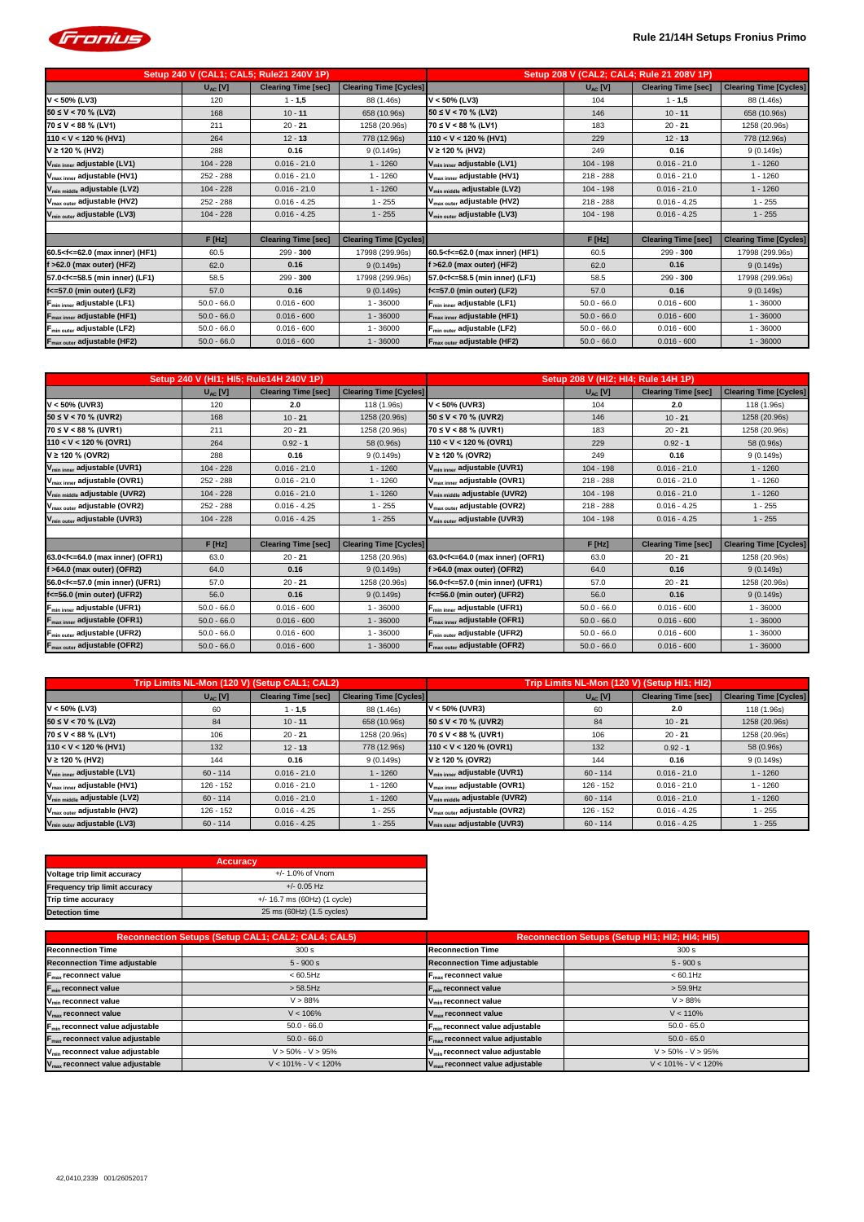## Rule 21/14H Setups Fronius Primo

| Setup 240 V (CAL1; CAL5; Rule21 240V 1P) | | | | Setup 208 V (CAL2; CAL4; Rule 21 208V 1P) | | | |
|---|---|---|---|---|---|---|---|
| | $U_{AC}$ [V] | Clearing Time [sec] | Clearing Time [Cycles] | | $U_{AC}$ [V] | Clearing Time [sec] | Clearing Time [Cycles] |
| V < 50% (LV3) | 120 | 1 - **1,5** | 88 (1.46s) | V < 50% (LV3) | 104 | 1 - **1,5** | 88 (1.46s) |
| 50 ≤ V < 70 % (LV2) | 168 | 10 - **11** | 658 (10.96s) | 50 ≤ V < 70 % (LV2) | 146 | 10 - **11** | 658 (10.96s) |
| 70 ≤ V < 88 % (LV1) | 211 | 20 - **21** | 1258 (20.96s) | 70 ≤ V < 88 % (LV1) | 183 | 20 - **21** | 1258 (20.96s) |
| 110 < V < 120 % (HV1) | 264 | 12 - **13** | 778 (12.96s) | 110 < V < 120 % (HV1) | 229 | 12 - **13** | 778 (12.96s) |
| V ≥ 120 % (HV2) | 288 | **0.16** | 9 (0.149s) | V ≥ 120 % (HV2) | 249 | **0.16** | 9 (0.149s) |
| $V_{min\ inner}$ adjustable (LV1) | 104 - 228 | 0.016 - 21.0 | 1 - 1260 | $V_{min\ inner}$ adjustable (LV1) | 104 - 198 | 0.016 - 21.0 | 1 - 1260 |
| $V_{max\ inner}$ adjustable (HV1) | 252 - 288 | 0.016 - 21.0 | 1 - 1260 | $V_{max\ inner}$ adjustable (HV1) | 218 - 288 | 0.016 - 21.0 | 1 - 1260 |
| $V_{min\ middle}$ adjustable (LV2) | 104 - 228 | 0.016 - 21.0 | 1 - 1260 | $V_{min\ middle}$ adjustable (LV2) | 104 - 198 | 0.016 - 21.0 | 1 - 1260 |
| $V_{max\ outer}$ adjustable (HV2) | 252 - 288 | 0.016 - 4.25 | 1 - 255 | $V_{max\ outer}$ adjustable (HV2) | 218 - 288 | 0.016 - 4.25 | 1 - 255 |
| $V_{min\ outer}$ adjustable (LV3) | 104 - 228 | 0.016 - 4.25 | 1 - 255 | $V_{min\ outer}$ adjustable (LV3) | 104 - 198 | 0.016 - 4.25 | 1 - 255 |
| | | | | | | | |
| | F [Hz] | Clearing Time [sec] | Clearing Time [Cycles] | | F [Hz] | Clearing Time [sec] | Clearing Time [Cycles] |
| 60.5<f<=62.0 (max inner) (HF1) | 60.5 | 299 - **300** | 17998 (299.96s) | 60.5<f<=62.0 (max inner) (HF1) | 60.5 | 299 - **300** | 17998 (299.96s) |
| f >62.0 (max outer) (HF2) | 62.0 | **0.16** | 9 (0.149s) | f >62.0 (max outer) (HF2) | 62.0 | **0.16** | 9 (0.149s) |
| 57.0<f<=58.5 (min inner) (LF1) | 58.5 | 299 - **300** | 17998 (299.96s) | 57.0<f<=58.5 (min inner) (LF1) | 58.5 | 299 - **300** | 17998 (299.96s) |
| f<=57.0 (min outer) (LF2) | 57.0 | **0.16** | 9 (0.149s) | f<=57.0 (min outer) (LF2) | 57.0 | **0.16** | 9 (0.149s) |
| $F_{min\ inner}$ adjustable (LF1) | 50.0 - 66.0 | 0.016 - 600 | 1 - 36000 | $F_{min\ inner}$ adjustable (LF1) | 50.0 - 66.0 | 0.016 - 600 | 1 - 36000 |
| $F_{max\ inner}$ adjustable (HF1) | 50.0 - 66.0 | 0.016 - 600 | 1 - 36000 | $F_{max\ inner}$ adjustable (HF1) | 50.0 - 66.0 | 0.016 - 600 | 1 - 36000 |
| $F_{min\ outer}$ adjustable (LF2) | 50.0 - 66.0 | 0.016 - 600 | 1 - 36000 | $F_{min\ outer}$ adjustable (LF2) | 50.0 - 66.0 | 0.016 - 600 | 1 - 36000 |
| $F_{max\ outer}$ adjustable (HF2) | 50.0 - 66.0 | 0.016 - 600 | 1 - 36000 | $F_{max\ outer}$ adjustable (HF2) | 50.0 - 66.0 | 0.016 - 600 | 1 - 36000 |

| Setup 240 V (HI1; HI5; Rule14H 240V 1P) | | | | Setup 208 V (HI2; HI4; Rule 14H 1P) | | | |
|---|---|---|---|---|---|---|---|
| | $U_{AC}$ [V] | Clearing Time [sec] | Clearing Time [Cycles] | | $U_{AC}$ [V] | Clearing Time [sec] | Clearing Time [Cycles] |
| V < 50% (UVR3) | 120 | **2.0** | 118 (1.96s) | V < 50% (UVR3) | 104 | **2.0** | 118 (1.96s) |
| 50 ≤ V < 70 % (UVR2) | 168 | 10 - **21** | 1258 (20.96s) | 50 ≤ V < 70 % (UVR2) | 146 | 10 - **21** | 1258 (20.96s) |
| 70 ≤ V < 88 % (UVR1) | 211 | 20 - **21** | 1258 (20.96s) | 70 ≤ V < 88 % (UVR1) | 183 | 20 - **21** | 1258 (20.96s) |
| 110 < V < 120 % (OVR1) | 264 | 0.92 - **1** | 58 (0.96s) | 110 < V < 120 % (OVR1) | 229 | 0.92 - **1** | 58 (0.96s) |
| V ≥ 120 % (OVR2) | 288 | **0.16** | 9 (0.149s) | V ≥ 120 % (OVR2) | 249 | **0.16** | 9 (0.149s) |
| $V_{min\ inner}$ adjustable (UVR1) | 104 - 228 | 0.016 - 21.0 | 1 - 1260 | $V_{min\ inner}$ adjustable (UVR1) | 104 - 198 | 0.016 - 21.0 | 1 - 1260 |
| $V_{max\ inner}$ adjustable (OVR1) | 252 - 288 | 0.016 - 21.0 | 1 - 1260 | $V_{max\ inner}$ adjustable (OVR1) | 218 - 288 | 0.016 - 21.0 | 1 - 1260 |
| $V_{min\ middle}$ adjustable (UVR2) | 104 - 228 | 0.016 - 21.0 | 1 - 1260 | $V_{min\ middle}$ adjustable (UVR2) | 104 - 198 | 0.016 - 21.0 | 1 - 1260 |
| $V_{max\ outer}$ adjustable (OVR2) | 252 - 288 | 0.016 - 4.25 | 1 - 255 | $V_{max\ outer}$ adjustable (OVR2) | 218 - 288 | 0.016 - 4.25 | 1 - 255 |
| $V_{min\ outer}$ adjustable (UVR3) | 104 - 228 | 0.016 - 4.25 | 1 - 255 | $V_{min\ outer}$ adjustable (UVR3) | 104 - 198 | 0.016 - 4.25 | 1 - 255 |
| | | | | | | | |
| | F [Hz] | Clearing Time [sec] | Clearing Time [Cycles] | | F [Hz] | Clearing Time [sec] | Clearing Time [Cycles] |
| 63.0<f<=64.0 (max inner) (OFR1) | 63.0 | 20 - **21** | 1258 (20.96s) | 63.0<f<=64.0 (max inner) (OFR1) | 63.0 | 20 - **21** | 1258 (20.96s) |
| f >64.0 (max outer) (OFR2) | 64.0 | **0.16** | 9 (0.149s) | f >64.0 (max outer) (OFR2) | 64.0 | **0.16** | 9 (0.149s) |
| 56.0<f<=57.0 (min inner) (UFR1) | 57.0 | 20 - **21** | 1258 (20.96s) | 56.0<f<=57.0 (min inner) (UFR1) | 57.0 | 20 - **21** | 1258 (20.96s) |
| f<=56.0 (min outer) (UFR2) | 56.0 | **0.16** | 9 (0.149s) | f<=56.0 (min outer) (UFR2) | 56.0 | **0.16** | 9 (0.149s) |
| $F_{min\ inner}$ adjustable (UFR1) | 50.0 - 66.0 | 0.016 - 600 | 1 - 36000 | $F_{min\ inner}$ adjustable (UFR1) | 50.0 - 66.0 | 0.016 - 600 | 1 - 36000 |
| $F_{max\ inner}$ adjustable (OFR1) | 50.0 - 66.0 | 0.016 - 600 | 1 - 36000 | $F_{max\ inner}$ adjustable (OFR1) | 50.0 - 66.0 | 0.016 - 600 | 1 - 36000 |
| $F_{min\ outer}$ adjustable (UFR2) | 50.0 - 66.0 | 0.016 - 600 | 1 - 36000 | $F_{min\ outer}$ adjustable (UFR2) | 50.0 - 66.0 | 0.016 - 600 | 1 - 36000 |
| $F_{max\ outer}$ adjustable (OFR2) | 50.0 - 66.0 | 0.016 - 600 | 1 - 36000 | $F_{max\ outer}$ adjustable (OFR2) | 50.0 - 66.0 | 0.016 - 600 | 1 - 36000 |

| Trip Limits NL-Mon (120 V) (Setup CAL1; CAL2) | | | | Trip Limits NL-Mon (120 V) (Setup HI1; HI2) | | | |
|---|---|---|---|---|---|---|---|
| | $U_{AC}$ [V] | Clearing Time [sec] | Clearing Time [Cycles] | | $U_{AC}$ [V] | Clearing Time [sec] | Clearing Time [Cycles] |
| V < 50% (LV3) | 60 | 1 - **1,5** | 88 (1.46s) | V < 50% (UVR3) | 60 | **2.0** | 118 (1.96s) |
| 50 ≤ V < 70 % (LV2) | 84 | 10 - **11** | 658 (10.96s) | 50 ≤ V < 70 % (UVR2) | 84 | 10 - **21** | 1258 (20.96s) |
| 70 ≤ V < 88 % (LV1) | 106 | 20 - **21** | 1258 (20.96s) | 70 ≤ V < 88 % (UVR1) | 106 | 20 - **21** | 1258 (20.96s) |
| 110 < V < 120 % (HV1) | 132 | 12 - **13** | 778 (12.96s) | 110 < V < 120 % (OVR1) | 132 | 0.92 - **1** | 58 (0.96s) |
| V ≥ 120 % (HV2) | 144 | **0.16** | 9 (0.149s) | V ≥ 120 % (OVR2) | 144 | **0.16** | 9 (0.149s) |
| $V_{min\ inner}$ adjustable (LV1) | 60 - 114 | 0.016 - 21.0 | 1 - 1260 | $V_{min\ inner}$ adjustable (UVR1) | 60 - 114 | 0.016 - 21.0 | 1 - 1260 |
| $V_{max\ inner}$ adjustable (HV1) | 126 - 152 | 0.016 - 21.0 | 1 - 1260 | $V_{max\ inner}$ adjustable (OVR1) | 126 - 152 | 0.016 - 21.0 | 1 - 1260 |
| $V_{min\ middle}$ adjustable (LV2) | 60 - 114 | 0.016 - 21.0 | 1 - 1260 | $V_{min\ middle}$ adjustable (UVR2) | 60 - 114 | 0.016 - 21.0 | 1 - 1260 |
| $V_{max\ outer}$ adjustable (HV2) | 126 - 152 | 0.016 - 4.25 | 1 - 255 | $V_{max\ outer}$ adjustable (OVR2) | 126 - 152 | 0.016 - 4.25 | 1 - 255 |
| $V_{min\ outer}$ adjustable (LV3) | 60 - 114 | 0.016 - 4.25 | 1 - 255 | $V_{min\ outer}$ adjustable (UVR3) | 60 - 114 | 0.016 - 4.25 | 1 - 255 |

| Accuracy | |
|---|---|
| Voltage trip limit accuracy | +/- 1.0% of Vnom |
| Frequency trip limit accuracy | +/- 0.05 Hz |
| Trip time accuracy | +/- 16.7 ms (60Hz) (1 cycle) |
| Detection time | 25 ms (60Hz) (1.5 cycles) |

| Reconnection Setups (Setup CAL1; CAL2; CAL4; CAL5) | | Reconnection Setups (Setup HI1; HI2; HI4; HI5) | |
|---|---|---|---|
| Reconnection Time | 300 s | Reconnection Time | 300 s |
| Reconnection Time adjustable | 5 - 900 s | Reconnection Time adjustable | 5 - 900 s |
| $F_{max}$ reconnect value | < 60.5Hz | $F_{max}$ reconnect value | < 60.1Hz |
| $F_{min}$ reconnect value | > 58.5Hz | $F_{min}$ reconnect value | > 59.9Hz |
| $V_{min}$ reconnect value | V > 88% | $V_{min}$ reconnect value | V > 88% |
| $V_{max}$ reconnect value | V < 106% | $V_{max}$ reconnect value | V < 110% |
| $F_{min}$ reconnect value adjustable | 50.0 - 66.0 | $F_{min}$ reconnect value adjustable | 50.0 - 65.0 |
| $F_{max}$ reconnect value adjustable | 50.0 - 66.0 | $F_{max}$ reconnect value adjustable | 50.0 - 65.0 |
| $V_{min}$ reconnect value adjustable | V > 50% - V > 95% | $V_{min}$ reconnect value adjustable | V > 50% - V > 95% |
| $V_{max}$ reconnect value adjustable | V < 101% - V < 120% | $V_{max}$ reconnect value adjustable | V < 101% - V < 120% |

42,0410,2339 001/26052017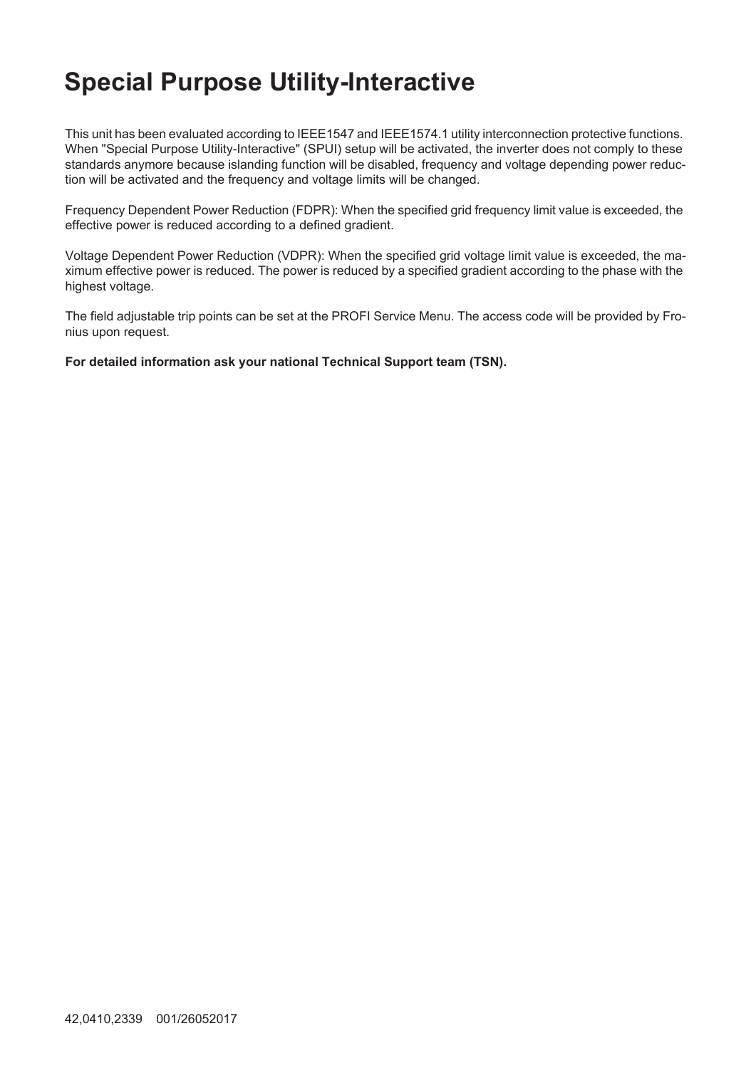# Special Purpose Utility-Interactive

This unit has been evaluated according to IEEE1547 and IEEE1574.1 utility interconnection protective functions. When "Special Purpose Utility-Interactive" (SPUI) setup will be activated, the inverter does not comply to these standards anymore because islanding function will be disabled, frequency and voltage depending power reduction will be activated and the frequency and voltage limits will be changed.

Frequency Dependent Power Reduction (FDPR): When the specified grid frequency limit value is exceeded, the effective power is reduced according to a defined gradient.

Voltage Dependent Power Reduction (VDPR): When the specified grid voltage limit value is exceeded, the maximum effective power is reduced. The power is reduced by a specified gradient according to the phase with the highest voltage.

The field adjustable trip points can be set at the PROFI Service Menu. The access code will be provided by Fronius upon request.

**For detailed information ask your national Technical Support team (TSN).**

42,0410,2339 001/26052017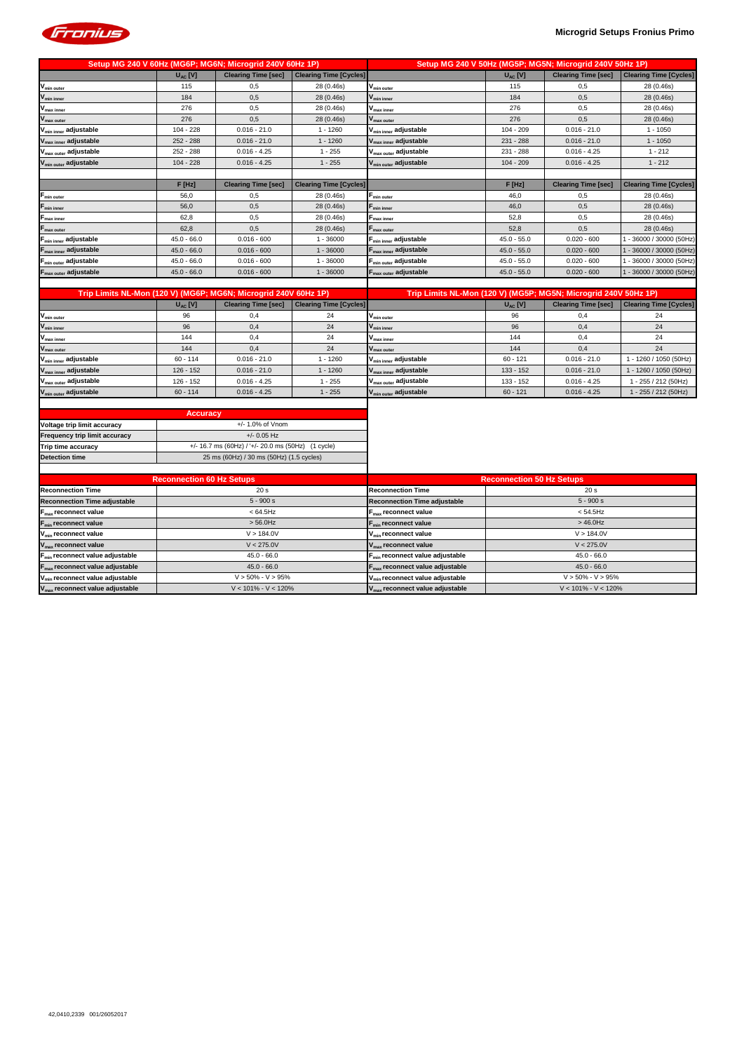# Microgrid Setups Fronius Primo

| Setup MG 240 V 60Hz (MG6P; MG6N; Microgrid 240V 60Hz 1P) | | | |
|---|---|---|---|
| | $U_{AC}$ [V] | Clearing Time [sec] | Clearing Time [Cycles] |
| $V_{min\ outer}$ | 115 | 0,5 | 28 (0.46s) |
| $V_{min\ inner}$ | 184 | 0,5 | 28 (0.46s) |
| $V_{max\ inner}$ | 276 | 0,5 | 28 (0.46s) |
| $V_{max\ outer}$ | 276 | 0,5 | 28 (0.46s) |
| $V_{min\ inner}$ adjustable | 104 - 228 | 0.016 - 21.0 | 1 - 1260 |
| $V_{max\ inner}$ adjustable | 252 - 288 | 0.016 - 21.0 | 1 - 1260 |
| $V_{max\ outer}$ adjustable | 252 - 288 | 0.016 - 4.25 | 1 - 255 |
| $V_{min\ outer}$ adjustable | 104 - 228 | 0.016 - 4.25 | 1 - 255 |
| | F [Hz] | Clearing Time [sec] | Clearing Time [Cycles] |
| $F_{min\ outer}$ | 56,0 | 0,5 | 28 (0.46s) |
| $F_{min\ inner}$ | 56,0 | 0,5 | 28 (0.46s) |
| $F_{max\ inner}$ | 62,8 | 0,5 | 28 (0.46s) |
| $F_{max\ outer}$ | 62,8 | 0,5 | 28 (0.46s) |
| $F_{min\ inner}$ adjustable | 45.0 - 66.0 | 0.016 - 600 | 1 - 36000 |
| $F_{max\ inner}$ adjustable | 45.0 - 66.0 | 0.016 - 600 | 1 - 36000 |
| $F_{min\ outer}$ adjustable | 45.0 - 66.0 | 0.016 - 600 | 1 - 36000 |
| $F_{max\ outer}$ adjustable | 45.0 - 66.0 | 0.016 - 600 | 1 - 36000 |

| Setup MG 240 V 50Hz (MG5P; MG5N; Microgrid 240V 50Hz 1P) | | | |
|---|---|---|---|
| | $U_{AC}$ [V] | Clearing Time [sec] | Clearing Time [Cycles] |
| $V_{min\ outer}$ | 115 | 0,5 | 28 (0.46s) |
| $V_{min\ inner}$ | 184 | 0,5 | 28 (0.46s) |
| $V_{max\ inner}$ | 276 | 0,5 | 28 (0.46s) |
| $V_{max\ outer}$ | 276 | 0,5 | 28 (0.46s) |
| $V_{min\ inner}$ adjustable | 104 - 209 | 0.016 - 21.0 | 1 - 1050 |
| $V_{max\ inner}$ adjustable | 231 - 288 | 0.016 - 21.0 | 1 - 1050 |
| $V_{max\ outer}$ adjustable | 231 - 288 | 0.016 - 4.25 | 1 - 212 |
| $V_{min\ outer}$ adjustable | 104 - 209 | 0.016 - 4.25 | 1 - 212 |
| | F [Hz] | Clearing Time [sec] | Clearing Time [Cycles] |
| $F_{min\ outer}$ | 46,0 | 0,5 | 28 (0.46s) |
| $F_{min\ inner}$ | 46,0 | 0,5 | 28 (0.46s) |
| $F_{max\ inner}$ | 52,8 | 0,5 | 28 (0.46s) |
| $F_{max\ outer}$ | 52,8 | 0,5 | 28 (0.46s) |
| $F_{min\ inner}$ adjustable | 45.0 - 55.0 | 0.020 - 600 | 1 - 36000 / 30000 (50Hz) |
| $F_{max\ inner}$ adjustable | 45.0 - 55.0 | 0.020 - 600 | 1 - 36000 / 30000 (50Hz) |
| $F_{min\ outer}$ adjustable | 45.0 - 55.0 | 0.020 - 600 | 1 - 36000 / 30000 (50Hz) |
| $F_{max\ outer}$ adjustable | 45.0 - 55.0 | 0.020 - 600 | 1 - 36000 / 30000 (50Hz) |

| Trip Limits NL-Mon (120 V) (MG6P; MG6N; Microgrid 240V 60Hz 1P) | | | |
|---|---|---|---|
| | $U_{AC}$ [V] | Clearing Time [sec] | Clearing Time [Cycles] |
| $V_{min\ outer}$ | 96 | 0,4 | 24 |
| $V_{min\ inner}$ | 96 | 0,4 | 24 |
| $V_{max\ inner}$ | 144 | 0,4 | 24 |
| $V_{max\ outer}$ | 144 | 0,4 | 24 |
| $V_{min\ inner}$ adjustable | 60 - 114 | 0.016 - 21.0 | 1 - 1260 |
| $V_{max\ inner}$ adjustable | 126 - 152 | 0.016 - 21.0 | 1 - 1260 |
| $V_{max\ outer}$ adjustable | 126 - 152 | 0.016 - 4.25 | 1 - 255 |
| $V_{min\ outer}$ adjustable | 60 - 114 | 0.016 - 4.25 | 1 - 255 |

| Trip Limits NL-Mon (120 V) (MG5P; MG5N; Microgrid 240V 50Hz 1P) | | | |
|---|---|---|---|
| | $U_{AC}$ [V] | Clearing Time [sec] | Clearing Time [Cycles] |
| $V_{min\ outer}$ | 96 | 0,4 | 24 |
| $V_{min\ inner}$ | 96 | 0,4 | 24 |
| $V_{max\ inner}$ | 144 | 0,4 | 24 |
| $V_{max\ outer}$ | 144 | 0,4 | 24 |
| $V_{min\ inner}$ adjustable | 60 - 121 | 0.016 - 21.0 | 1 - 1260 / 1050 (50Hz) |
| $V_{max\ inner}$ adjustable | 133 - 152 | 0.016 - 21.0 | 1 - 1260 / 1050 (50Hz) |
| $V_{max\ outer}$ adjustable | 133 - 152 | 0.016 - 4.25 | 1 - 255 / 212 (50Hz) |
| $V_{min\ outer}$ adjustable | 60 - 121 | 0.016 - 4.25 | 1 - 255 / 212 (50Hz) |

| Accuracy | |
|---|---|
| Voltage trip limit accuracy | +/- 1.0% of Vnom |
| Frequency trip limit accuracy | +/- 0.05 Hz |
| Trip time accuracy | +/- 16.7 ms (60Hz) / '+/- 20.0 ms (50Hz) (1 cycle) |
| Detection time | 25 ms (60Hz) / 30 ms (50Hz) (1.5 cycles) |

| Reconnection 60 Hz Setups | |
|---|---|
| Reconnection Time | 20 s |
| Reconnection Time adjustable | 5 - 900 s |
| $F_{max}$ reconnect value | < 64.5Hz |
| $F_{min}$ reconnect value | > 56.0Hz |
| $V_{min}$ reconnect value | V > 184.0V |
| $V_{max}$ reconnect value | V < 275.0V |
| $F_{min}$ reconnect value adjustable | 45.0 - 66.0 |
| $F_{max}$ reconnect value adjustable | 45.0 - 66.0 |
| $V_{min}$ reconnect value adjustable | V > 50% - V > 95% |
| $V_{max}$ reconnect value adjustable | V < 101% - V < 120% |

| Reconnection 50 Hz Setups | |
|---|---|
| Reconnection Time | 20 s |
| Reconnection Time adjustable | 5 - 900 s |
| $F_{max}$ reconnect value | < 54.5Hz |
| $F_{min}$ reconnect value | > 46.0Hz |
| $V_{min}$ reconnect value | V > 184.0V |
| $V_{max}$ reconnect value | V < 275.0V |
| $F_{min}$ reconnect value adjustable | 45.0 - 66.0 |
| $F_{max}$ reconnect value adjustable | 45.0 - 66.0 |
| $V_{min}$ reconnect value adjustable | V > 50% - V > 95% |
| $V_{max}$ reconnect value adjustable | V < 101% - V < 120% |

42,0410,2339 001/26052017